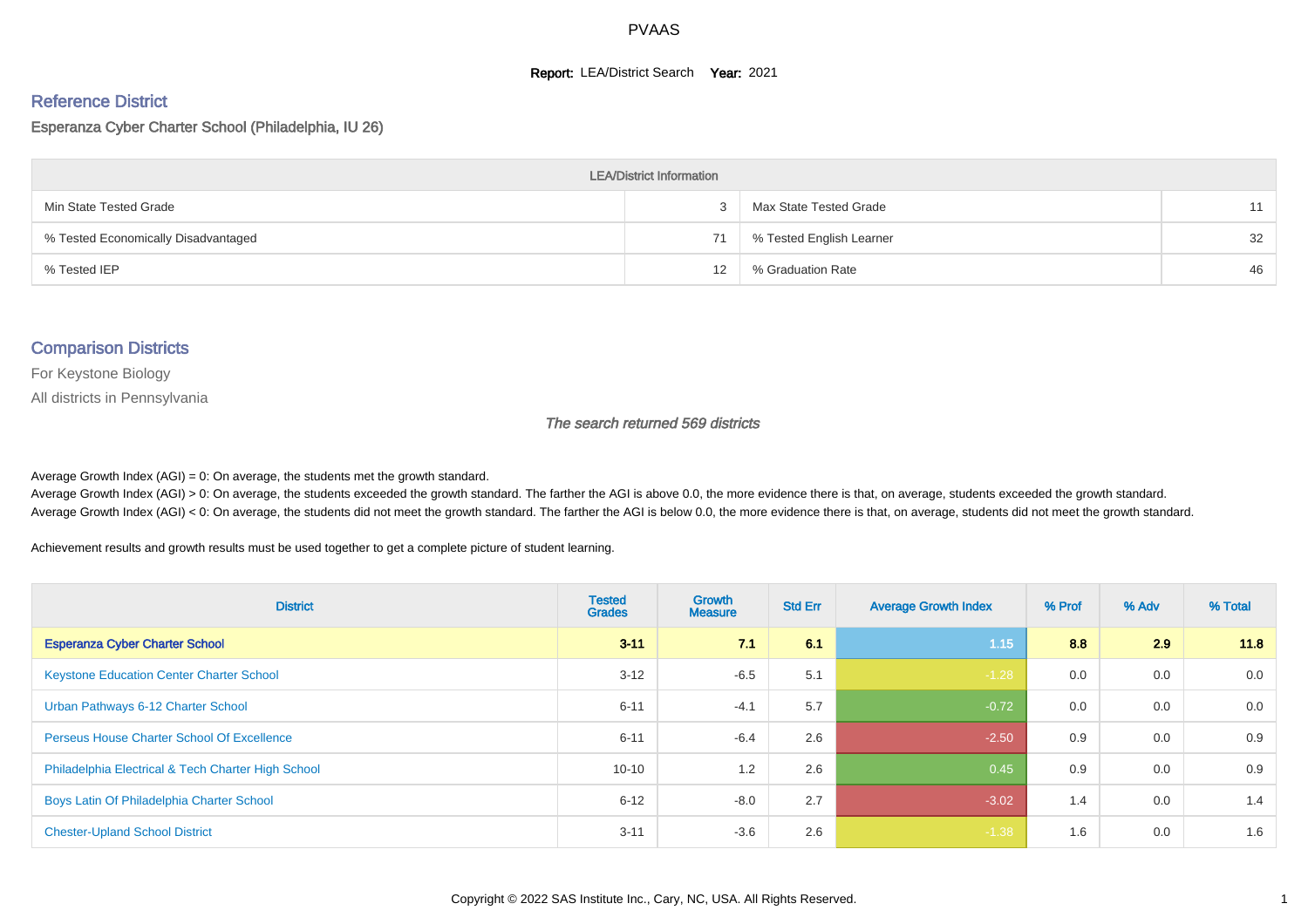# PVAAS

**Report:** LEA/District Search **Year:** 2021

## Reference District

Esperanza Cyber Charter School (Philadelphia, IU 26)

| LEA/District Information | | | |
|---|---|---|---|
| Min State Tested Grade | 3 | Max State Tested Grade | 11 |
| % Tested Economically Disadvantaged | 71 | % Tested English Learner | 32 |
| % Tested IEP | 12 | % Graduation Rate | 46 |

## Comparison Districts

For Keystone Biology

All districts in Pennsylvania

*The search returned 569 districts*

Average Growth Index (AGI) = 0: On average, the students met the growth standard.
Average Growth Index (AGI) > 0: On average, the students exceeded the growth standard. The farther the AGI is above 0.0, the more evidence there is that, on average, students exceeded the growth standard.
Average Growth Index (AGI) < 0: On average, the students did not meet the growth standard. The farther the AGI is below 0.0, the more evidence there is that, on average, students did not meet the growth standard.

Achievement results and growth results must be used together to get a complete picture of student learning.

| District | Tested Grades | Growth Measure | Std Err | Average Growth Index | % Prof | % Adv | % Total |
|---|---|---|---|---|---|---|---|
| **Esperanza Cyber Charter School** | **3-11** | **7.1** | **6.1** | **1.15** | **8.8** | **2.9** | **11.8** |
| Keystone Education Center Charter School | 3-12 | -6.5 | 5.1 | -1.28 | 0.0 | 0.0 | 0.0 |
| Urban Pathways 6-12 Charter School | 6-11 | -4.1 | 5.7 | -0.72 | 0.0 | 0.0 | 0.0 |
| Perseus House Charter School Of Excellence | 6-11 | -6.4 | 2.6 | -2.50 | 0.9 | 0.0 | 0.9 |
| Philadelphia Electrical & Tech Charter High School | 10-10 | 1.2 | 2.6 | 0.45 | 0.9 | 0.0 | 0.9 |
| Boys Latin Of Philadelphia Charter School | 6-12 | -8.0 | 2.7 | -3.02 | 1.4 | 0.0 | 1.4 |
| Chester-Upland School District | 3-11 | -3.6 | 2.6 | -1.38 | 1.6 | 0.0 | 1.6 |

Copyright © 2022 SAS Institute Inc., Cary, NC, USA. All Rights Reserved.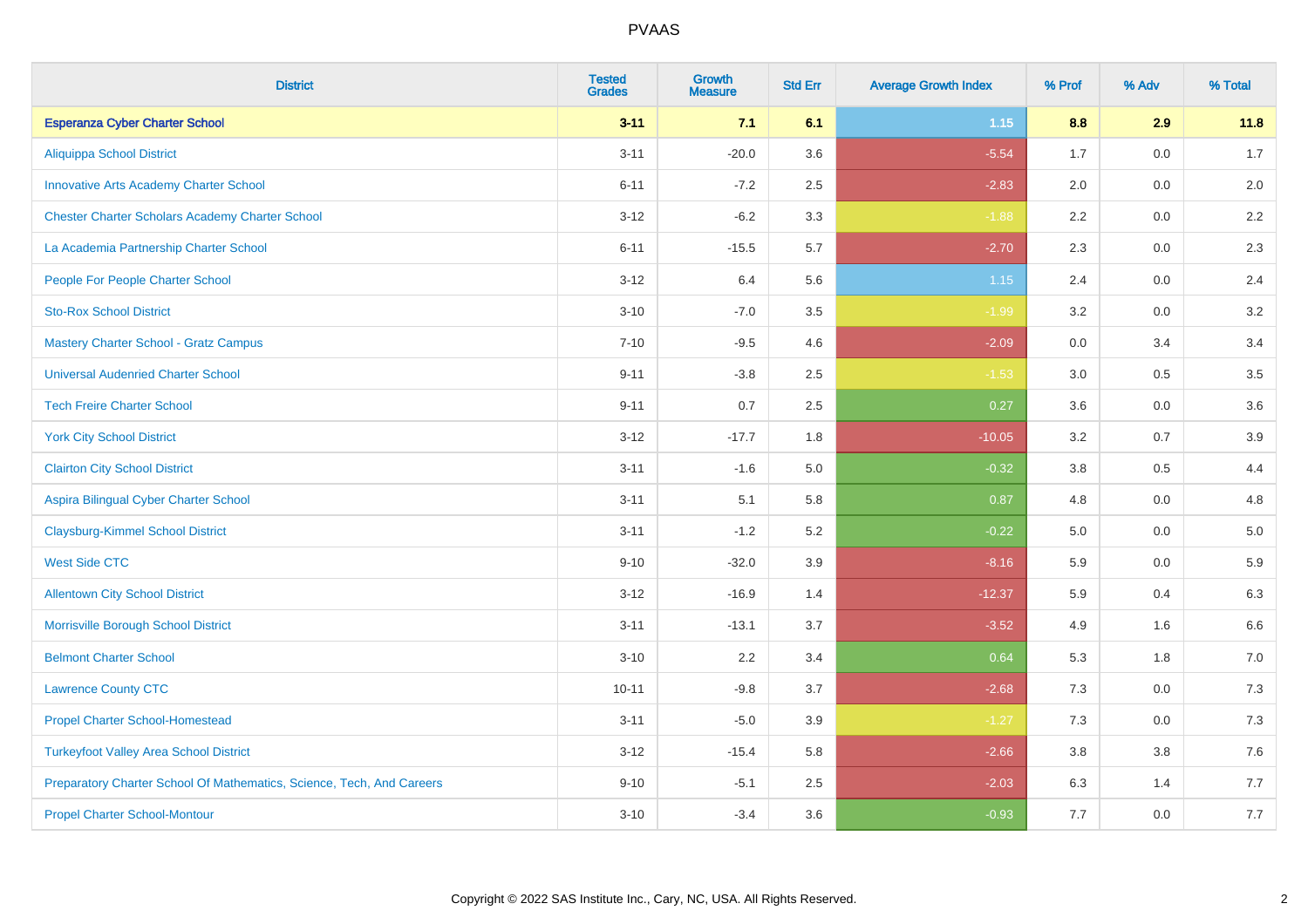# PVAAS

| District | Tested Grades | Growth Measure | Std Err | Average Growth Index | % Prof | % Adv | % Total |
|---|---|---|---|---|---|---|---|
| **Esperanza Cyber Charter School** | **3-11** | **7.1** | **6.1** | **1.15** | **8.8** | **2.9** | **11.8** |
| Aliquippa School District | 3-11 | -20.0 | 3.6 | -5.54 | 1.7 | 0.0 | 1.7 |
| Innovative Arts Academy Charter School | 6-11 | -7.2 | 2.5 | -2.83 | 2.0 | 0.0 | 2.0 |
| Chester Charter Scholars Academy Charter School | 3-12 | -6.2 | 3.3 | -1.88 | 2.2 | 0.0 | 2.2 |
| La Academia Partnership Charter School | 6-11 | -15.5 | 5.7 | -2.70 | 2.3 | 0.0 | 2.3 |
| People For People Charter School | 3-12 | 6.4 | 5.6 | 1.15 | 2.4 | 0.0 | 2.4 |
| Sto-Rox School District | 3-10 | -7.0 | 3.5 | -1.99 | 3.2 | 0.0 | 3.2 |
| Mastery Charter School - Gratz Campus | 7-10 | -9.5 | 4.6 | -2.09 | 0.0 | 3.4 | 3.4 |
| Universal Audenried Charter School | 9-11 | -3.8 | 2.5 | -1.53 | 3.0 | 0.5 | 3.5 |
| Tech Freire Charter School | 9-11 | 0.7 | 2.5 | 0.27 | 3.6 | 0.0 | 3.6 |
| York City School District | 3-12 | -17.7 | 1.8 | -10.05 | 3.2 | 0.7 | 3.9 |
| Clairton City School District | 3-11 | -1.6 | 5.0 | -0.32 | 3.8 | 0.5 | 4.4 |
| Aspira Bilingual Cyber Charter School | 3-11 | 5.1 | 5.8 | 0.87 | 4.8 | 0.0 | 4.8 |
| Claysburg-Kimmel School District | 3-11 | -1.2 | 5.2 | -0.22 | 5.0 | 0.0 | 5.0 |
| West Side CTC | 9-10 | -32.0 | 3.9 | -8.16 | 5.9 | 0.0 | 5.9 |
| Allentown City School District | 3-12 | -16.9 | 1.4 | -12.37 | 5.9 | 0.4 | 6.3 |
| Morrisville Borough School District | 3-11 | -13.1 | 3.7 | -3.52 | 4.9 | 1.6 | 6.6 |
| Belmont Charter School | 3-10 | 2.2 | 3.4 | 0.64 | 5.3 | 1.8 | 7.0 |
| Lawrence County CTC | 10-11 | -9.8 | 3.7 | -2.68 | 7.3 | 0.0 | 7.3 |
| Propel Charter School-Homestead | 3-11 | -5.0 | 3.9 | -1.27 | 7.3 | 0.0 | 7.3 |
| Turkeyfoot Valley Area School District | 3-12 | -15.4 | 5.8 | -2.66 | 3.8 | 3.8 | 7.6 |
| Preparatory Charter School Of Mathematics, Science, Tech, And Careers | 9-10 | -5.1 | 2.5 | -2.03 | 6.3 | 1.4 | 7.7 |
| Propel Charter School-Montour | 3-10 | -3.4 | 3.6 | -0.93 | 7.7 | 0.0 | 7.7 |

Copyright © 2022 SAS Institute Inc., Cary, NC, USA. All Rights Reserved.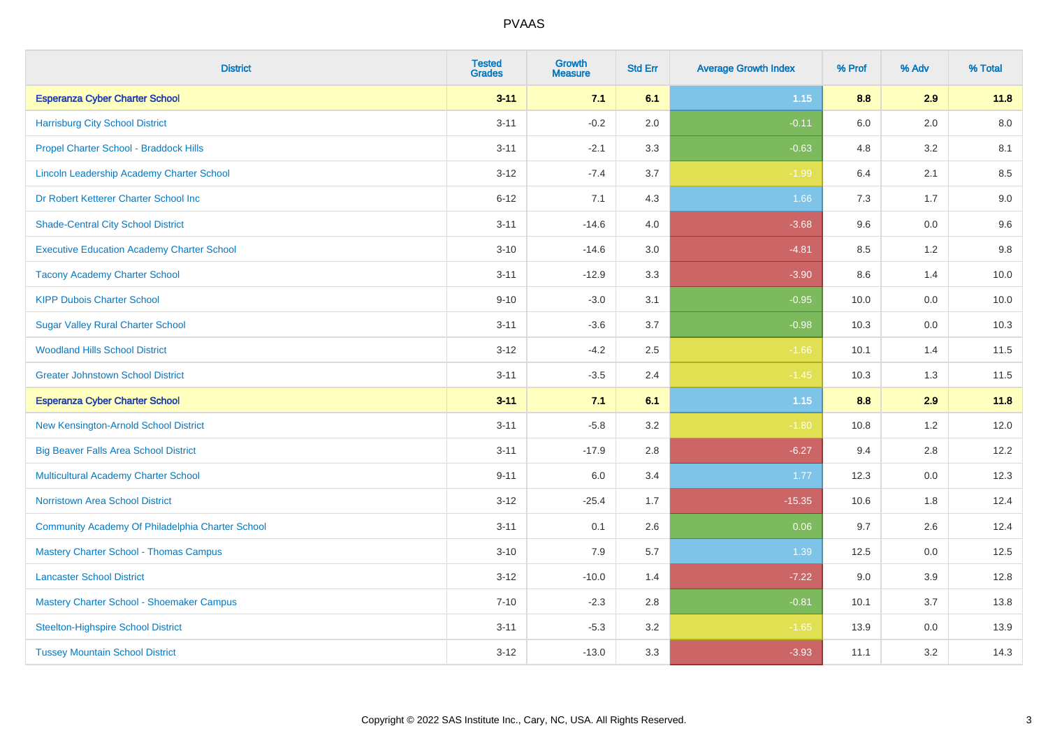| District | Tested Grades | Growth Measure | Std Err | Average Growth Index | % Prof | % Adv | % Total |
|---|---|---|---|---|---|---|---|
| **Esperanza Cyber Charter School** | **3-11** | **7.1** | **6.1** | **1.15** | **8.8** | **2.9** | **11.8** |
| Harrisburg City School District | 3-11 | -0.2 | 2.0 | -0.11 | 6.0 | 2.0 | 8.0 |
| Propel Charter School - Braddock Hills | 3-11 | -2.1 | 3.3 | -0.63 | 4.8 | 3.2 | 8.1 |
| Lincoln Leadership Academy Charter School | 3-12 | -7.4 | 3.7 | -1.99 | 6.4 | 2.1 | 8.5 |
| Dr Robert Ketterer Charter School Inc | 6-12 | 7.1 | 4.3 | 1.66 | 7.3 | 1.7 | 9.0 |
| Shade-Central City School District | 3-11 | -14.6 | 4.0 | -3.68 | 9.6 | 0.0 | 9.6 |
| Executive Education Academy Charter School | 3-10 | -14.6 | 3.0 | -4.81 | 8.5 | 1.2 | 9.8 |
| Tacony Academy Charter School | 3-11 | -12.9 | 3.3 | -3.90 | 8.6 | 1.4 | 10.0 |
| KIPP Dubois Charter School | 9-10 | -3.0 | 3.1 | -0.95 | 10.0 | 0.0 | 10.0 |
| Sugar Valley Rural Charter School | 3-11 | -3.6 | 3.7 | -0.98 | 10.3 | 0.0 | 10.3 |
| Woodland Hills School District | 3-12 | -4.2 | 2.5 | -1.66 | 10.1 | 1.4 | 11.5 |
| Greater Johnstown School District | 3-11 | -3.5 | 2.4 | -1.45 | 10.3 | 1.3 | 11.5 |
| **Esperanza Cyber Charter School** | **3-11** | **7.1** | **6.1** | **1.15** | **8.8** | **2.9** | **11.8** |
| New Kensington-Arnold School District | 3-11 | -5.8 | 3.2 | -1.80 | 10.8 | 1.2 | 12.0 |
| Big Beaver Falls Area School District | 3-11 | -17.9 | 2.8 | -6.27 | 9.4 | 2.8 | 12.2 |
| Multicultural Academy Charter School | 9-11 | 6.0 | 3.4 | 1.77 | 12.3 | 0.0 | 12.3 |
| Norristown Area School District | 3-12 | -25.4 | 1.7 | -15.35 | 10.6 | 1.8 | 12.4 |
| Community Academy Of Philadelphia Charter School | 3-11 | 0.1 | 2.6 | 0.06 | 9.7 | 2.6 | 12.4 |
| Mastery Charter School - Thomas Campus | 3-10 | 7.9 | 5.7 | 1.39 | 12.5 | 0.0 | 12.5 |
| Lancaster School District | 3-12 | -10.0 | 1.4 | -7.22 | 9.0 | 3.9 | 12.8 |
| Mastery Charter School - Shoemaker Campus | 7-10 | -2.3 | 2.8 | -0.81 | 10.1 | 3.7 | 13.8 |
| Steelton-Highspire School District | 3-11 | -5.3 | 3.2 | -1.65 | 13.9 | 0.0 | 13.9 |
| Tussey Mountain School District | 3-12 | -13.0 | 3.3 | -3.93 | 11.1 | 3.2 | 14.3 |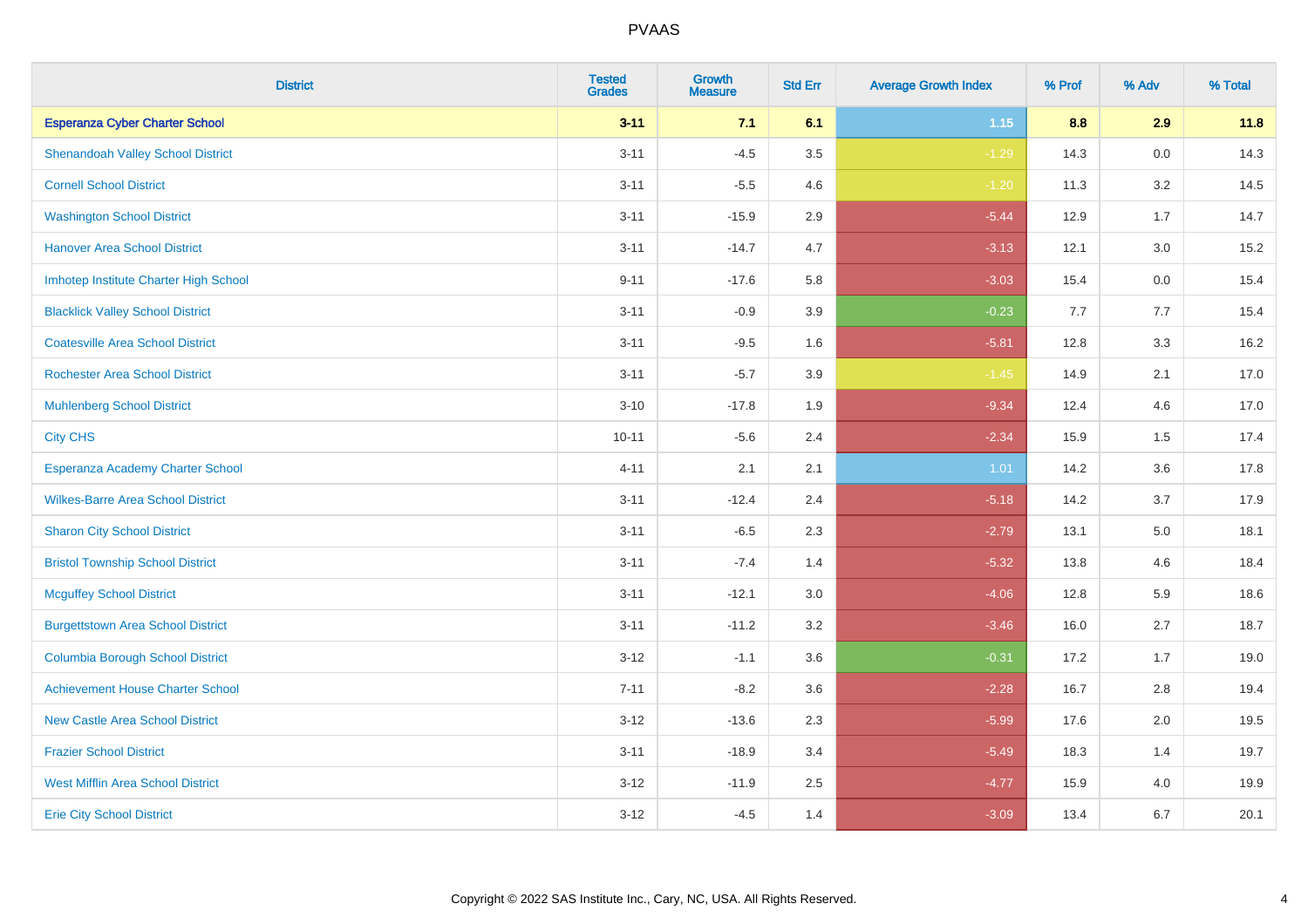# PVAAS

| District | Tested Grades | Growth Measure | Std Err | Average Growth Index | % Prof | % Adv | % Total |
|---|---|---|---|---|---|---|---|
| **Esperanza Cyber Charter School** | **3-11** | **7.1** | **6.1** | **1.15** | **8.8** | **2.9** | **11.8** |
| Shenandoah Valley School District | 3-11 | -4.5 | 3.5 | -1.29 | 14.3 | 0.0 | 14.3 |
| Cornell School District | 3-11 | -5.5 | 4.6 | -1.20 | 11.3 | 3.2 | 14.5 |
| Washington School District | 3-11 | -15.9 | 2.9 | -5.44 | 12.9 | 1.7 | 14.7 |
| Hanover Area School District | 3-11 | -14.7 | 4.7 | -3.13 | 12.1 | 3.0 | 15.2 |
| Imhotep Institute Charter High School | 9-11 | -17.6 | 5.8 | -3.03 | 15.4 | 0.0 | 15.4 |
| Blacklick Valley School District | 3-11 | -0.9 | 3.9 | -0.23 | 7.7 | 7.7 | 15.4 |
| Coatesville Area School District | 3-11 | -9.5 | 1.6 | -5.81 | 12.8 | 3.3 | 16.2 |
| Rochester Area School District | 3-11 | -5.7 | 3.9 | -1.45 | 14.9 | 2.1 | 17.0 |
| Muhlenberg School District | 3-10 | -17.8 | 1.9 | -9.34 | 12.4 | 4.6 | 17.0 |
| City CHS | 10-11 | -5.6 | 2.4 | -2.34 | 15.9 | 1.5 | 17.4 |
| Esperanza Academy Charter School | 4-11 | 2.1 | 2.1 | 1.01 | 14.2 | 3.6 | 17.8 |
| Wilkes-Barre Area School District | 3-11 | -12.4 | 2.4 | -5.18 | 14.2 | 3.7 | 17.9 |
| Sharon City School District | 3-11 | -6.5 | 2.3 | -2.79 | 13.1 | 5.0 | 18.1 |
| Bristol Township School District | 3-11 | -7.4 | 1.4 | -5.32 | 13.8 | 4.6 | 18.4 |
| Mcguffey School District | 3-11 | -12.1 | 3.0 | -4.06 | 12.8 | 5.9 | 18.6 |
| Burgettstown Area School District | 3-11 | -11.2 | 3.2 | -3.46 | 16.0 | 2.7 | 18.7 |
| Columbia Borough School District | 3-12 | -1.1 | 3.6 | -0.31 | 17.2 | 1.7 | 19.0 |
| Achievement House Charter School | 7-11 | -8.2 | 3.6 | -2.28 | 16.7 | 2.8 | 19.4 |
| New Castle Area School District | 3-12 | -13.6 | 2.3 | -5.99 | 17.6 | 2.0 | 19.5 |
| Frazier School District | 3-11 | -18.9 | 3.4 | -5.49 | 18.3 | 1.4 | 19.7 |
| West Mifflin Area School District | 3-12 | -11.9 | 2.5 | -4.77 | 15.9 | 4.0 | 19.9 |
| Erie City School District | 3-12 | -4.5 | 1.4 | -3.09 | 13.4 | 6.7 | 20.1 |

Copyright © 2022 SAS Institute Inc., Cary, NC, USA. All Rights Reserved.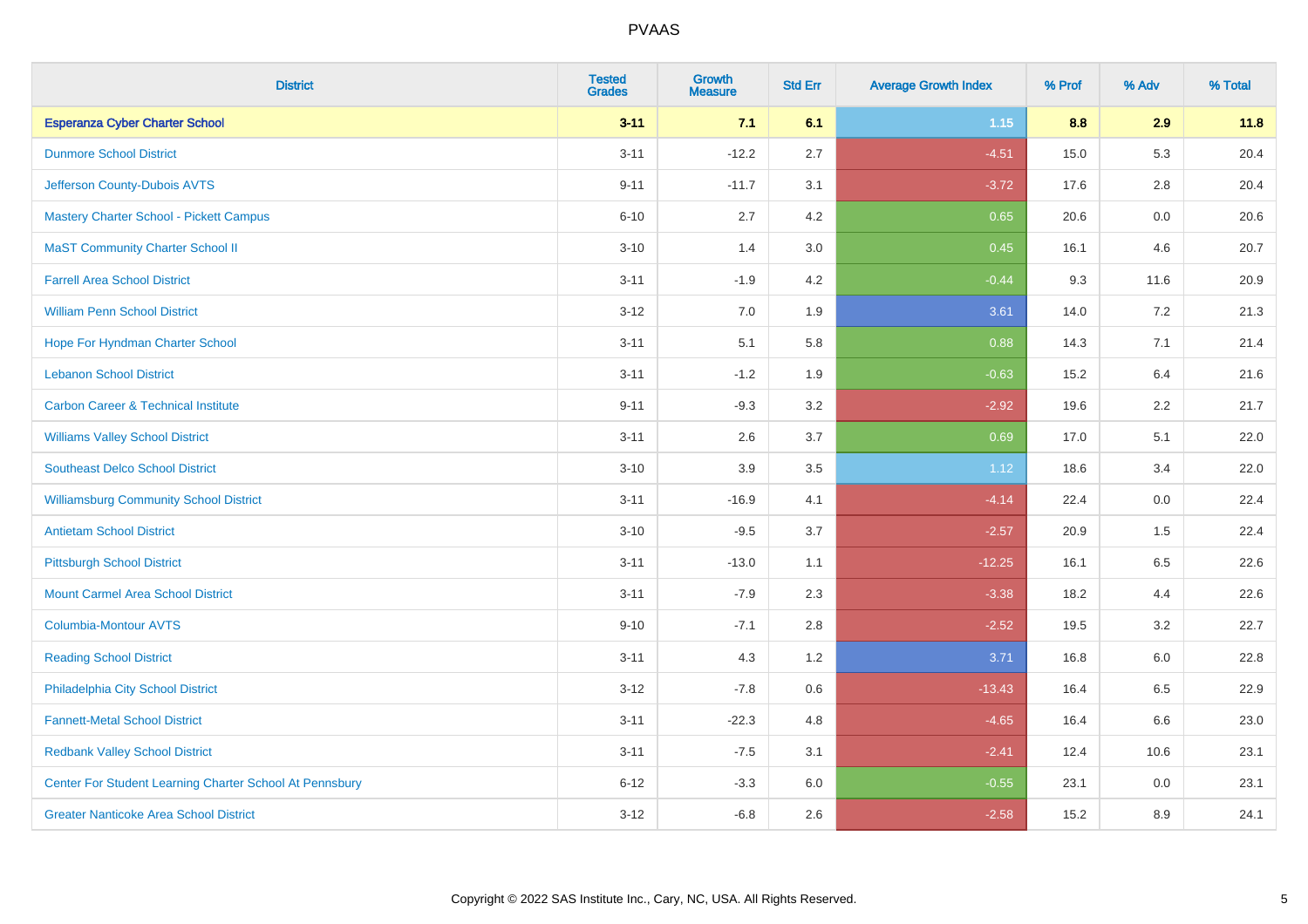| District | Tested Grades | Growth Measure | Std Err | Average Growth Index | % Prof | % Adv | % Total |
|---|---|---|---|---|---|---|---|
| **Esperanza Cyber Charter School** | **3-11** | **7.1** | **6.1** | **1.15** | **8.8** | **2.9** | **11.8** |
| Dunmore School District | 3-11 | -12.2 | 2.7 | -4.51 | 15.0 | 5.3 | 20.4 |
| Jefferson County-Dubois AVTS | 9-11 | -11.7 | 3.1 | -3.72 | 17.6 | 2.8 | 20.4 |
| Mastery Charter School - Pickett Campus | 6-10 | 2.7 | 4.2 | 0.65 | 20.6 | 0.0 | 20.6 |
| MaST Community Charter School II | 3-10 | 1.4 | 3.0 | 0.45 | 16.1 | 4.6 | 20.7 |
| Farrell Area School District | 3-11 | -1.9 | 4.2 | -0.44 | 9.3 | 11.6 | 20.9 |
| William Penn School District | 3-12 | 7.0 | 1.9 | 3.61 | 14.0 | 7.2 | 21.3 |
| Hope For Hyndman Charter School | 3-11 | 5.1 | 5.8 | 0.88 | 14.3 | 7.1 | 21.4 |
| Lebanon School District | 3-11 | -1.2 | 1.9 | -0.63 | 15.2 | 6.4 | 21.6 |
| Carbon Career & Technical Institute | 9-11 | -9.3 | 3.2 | -2.92 | 19.6 | 2.2 | 21.7 |
| Williams Valley School District | 3-11 | 2.6 | 3.7 | 0.69 | 17.0 | 5.1 | 22.0 |
| Southeast Delco School District | 3-10 | 3.9 | 3.5 | 1.12 | 18.6 | 3.4 | 22.0 |
| Williamsburg Community School District | 3-11 | -16.9 | 4.1 | -4.14 | 22.4 | 0.0 | 22.4 |
| Antietam School District | 3-10 | -9.5 | 3.7 | -2.57 | 20.9 | 1.5 | 22.4 |
| Pittsburgh School District | 3-11 | -13.0 | 1.1 | -12.25 | 16.1 | 6.5 | 22.6 |
| Mount Carmel Area School District | 3-11 | -7.9 | 2.3 | -3.38 | 18.2 | 4.4 | 22.6 |
| Columbia-Montour AVTS | 9-10 | -7.1 | 2.8 | -2.52 | 19.5 | 3.2 | 22.7 |
| Reading School District | 3-11 | 4.3 | 1.2 | 3.71 | 16.8 | 6.0 | 22.8 |
| Philadelphia City School District | 3-12 | -7.8 | 0.6 | -13.43 | 16.4 | 6.5 | 22.9 |
| Fannett-Metal School District | 3-11 | -22.3 | 4.8 | -4.65 | 16.4 | 6.6 | 23.0 |
| Redbank Valley School District | 3-11 | -7.5 | 3.1 | -2.41 | 12.4 | 10.6 | 23.1 |
| Center For Student Learning Charter School At Pennsbury | 6-12 | -3.3 | 6.0 | -0.55 | 23.1 | 0.0 | 23.1 |
| Greater Nanticoke Area School District | 3-12 | -6.8 | 2.6 | -2.58 | 15.2 | 8.9 | 24.1 |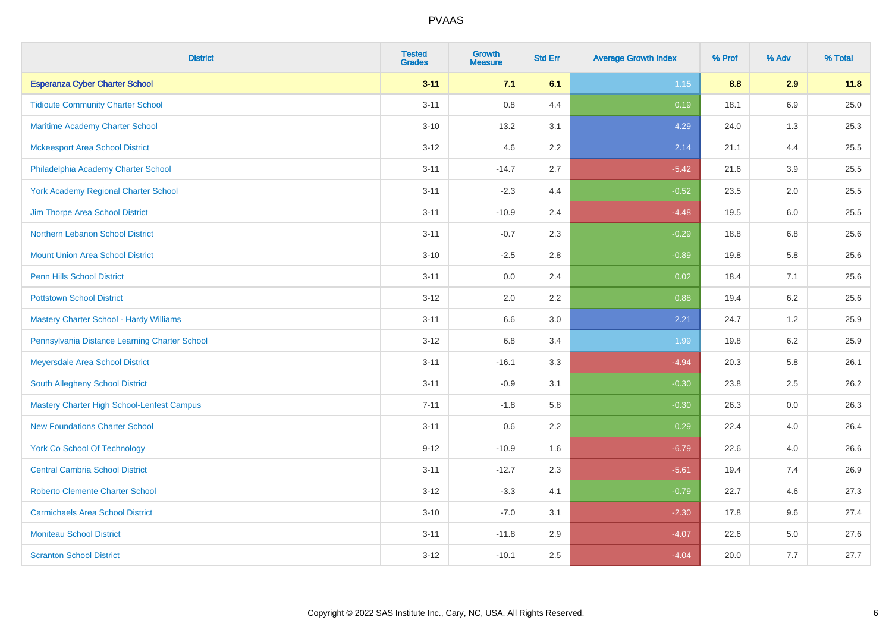| District | Tested Grades | Growth Measure | Std Err | Average Growth Index | % Prof | % Adv | % Total |
|---|---|---|---|---|---|---|---|
| **Esperanza Cyber Charter School** | **3-11** | **7.1** | **6.1** | **1.15** | **8.8** | **2.9** | **11.8** |
| Tidioute Community Charter School | 3-11 | 0.8 | 4.4 | 0.19 | 18.1 | 6.9 | 25.0 |
| Maritime Academy Charter School | 3-10 | 13.2 | 3.1 | 4.29 | 24.0 | 1.3 | 25.3 |
| Mckeesport Area School District | 3-12 | 4.6 | 2.2 | 2.14 | 21.1 | 4.4 | 25.5 |
| Philadelphia Academy Charter School | 3-11 | -14.7 | 2.7 | -5.42 | 21.6 | 3.9 | 25.5 |
| York Academy Regional Charter School | 3-11 | -2.3 | 4.4 | -0.52 | 23.5 | 2.0 | 25.5 |
| Jim Thorpe Area School District | 3-11 | -10.9 | 2.4 | -4.48 | 19.5 | 6.0 | 25.5 |
| Northern Lebanon School District | 3-11 | -0.7 | 2.3 | -0.29 | 18.8 | 6.8 | 25.6 |
| Mount Union Area School District | 3-10 | -2.5 | 2.8 | -0.89 | 19.8 | 5.8 | 25.6 |
| Penn Hills School District | 3-11 | 0.0 | 2.4 | 0.02 | 18.4 | 7.1 | 25.6 |
| Pottstown School District | 3-12 | 2.0 | 2.2 | 0.88 | 19.4 | 6.2 | 25.6 |
| Mastery Charter School - Hardy Williams | 3-11 | 6.6 | 3.0 | 2.21 | 24.7 | 1.2 | 25.9 |
| Pennsylvania Distance Learning Charter School | 3-12 | 6.8 | 3.4 | 1.99 | 19.8 | 6.2 | 25.9 |
| Meyersdale Area School District | 3-11 | -16.1 | 3.3 | -4.94 | 20.3 | 5.8 | 26.1 |
| South Allegheny School District | 3-11 | -0.9 | 3.1 | -0.30 | 23.8 | 2.5 | 26.2 |
| Mastery Charter High School-Lenfest Campus | 7-11 | -1.8 | 5.8 | -0.30 | 26.3 | 0.0 | 26.3 |
| New Foundations Charter School | 3-11 | 0.6 | 2.2 | 0.29 | 22.4 | 4.0 | 26.4 |
| York Co School Of Technology | 9-12 | -10.9 | 1.6 | -6.79 | 22.6 | 4.0 | 26.6 |
| Central Cambria School District | 3-11 | -12.7 | 2.3 | -5.61 | 19.4 | 7.4 | 26.9 |
| Roberto Clemente Charter School | 3-12 | -3.3 | 4.1 | -0.79 | 22.7 | 4.6 | 27.3 |
| Carmichaels Area School District | 3-10 | -7.0 | 3.1 | -2.30 | 17.8 | 9.6 | 27.4 |
| Moniteau School District | 3-11 | -11.8 | 2.9 | -4.07 | 22.6 | 5.0 | 27.6 |
| Scranton School District | 3-12 | -10.1 | 2.5 | -4.04 | 20.0 | 7.7 | 27.7 |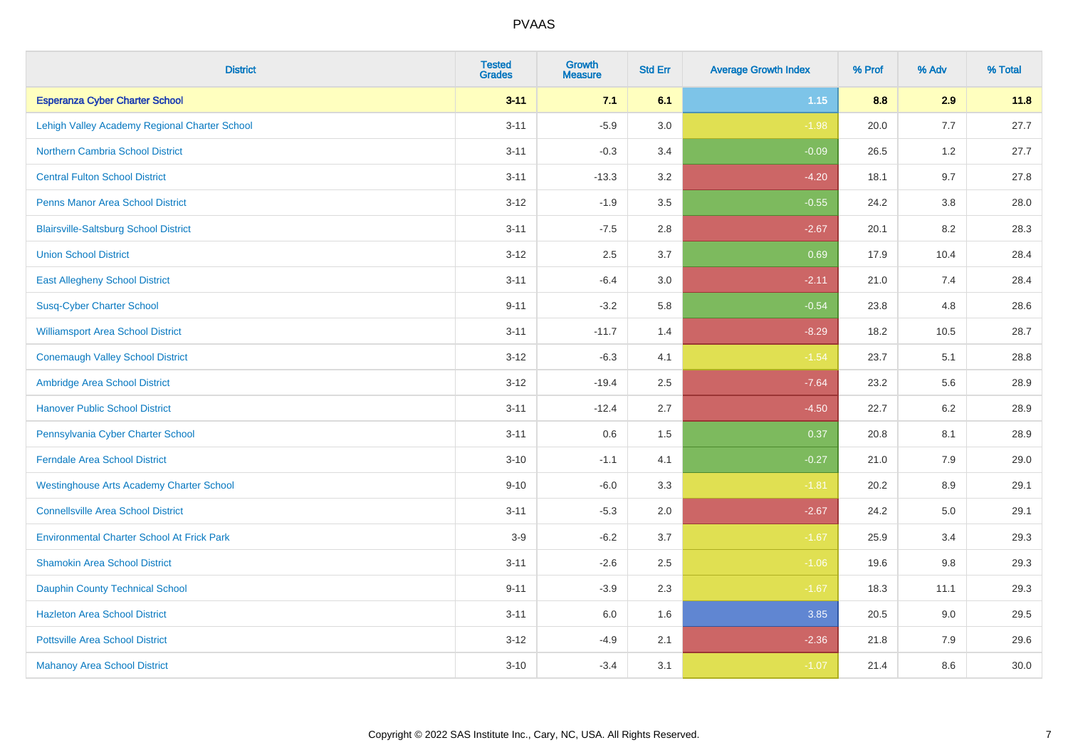# PVAAS

| District | Tested Grades | Growth Measure | Std Err | Average Growth Index | % Prof | % Adv | % Total |
|---|---|---|---|---|---|---|---|
| **Esperanza Cyber Charter School** | **3-11** | **7.1** | **6.1** | **1.15** | **8.8** | **2.9** | **11.8** |
| Lehigh Valley Academy Regional Charter School | 3-11 | -5.9 | 3.0 | -1.98 | 20.0 | 7.7 | 27.7 |
| Northern Cambria School District | 3-11 | -0.3 | 3.4 | -0.09 | 26.5 | 1.2 | 27.7 |
| Central Fulton School District | 3-11 | -13.3 | 3.2 | -4.20 | 18.1 | 9.7 | 27.8 |
| Penns Manor Area School District | 3-12 | -1.9 | 3.5 | -0.55 | 24.2 | 3.8 | 28.0 |
| Blairsville-Saltsburg School District | 3-11 | -7.5 | 2.8 | -2.67 | 20.1 | 8.2 | 28.3 |
| Union School District | 3-12 | 2.5 | 3.7 | 0.69 | 17.9 | 10.4 | 28.4 |
| East Allegheny School District | 3-11 | -6.4 | 3.0 | -2.11 | 21.0 | 7.4 | 28.4 |
| Susq-Cyber Charter School | 9-11 | -3.2 | 5.8 | -0.54 | 23.8 | 4.8 | 28.6 |
| Williamsport Area School District | 3-11 | -11.7 | 1.4 | -8.29 | 18.2 | 10.5 | 28.7 |
| Conemaugh Valley School District | 3-12 | -6.3 | 4.1 | -1.54 | 23.7 | 5.1 | 28.8 |
| Ambridge Area School District | 3-12 | -19.4 | 2.5 | -7.64 | 23.2 | 5.6 | 28.9 |
| Hanover Public School District | 3-11 | -12.4 | 2.7 | -4.50 | 22.7 | 6.2 | 28.9 |
| Pennsylvania Cyber Charter School | 3-11 | 0.6 | 1.5 | 0.37 | 20.8 | 8.1 | 28.9 |
| Ferndale Area School District | 3-10 | -1.1 | 4.1 | -0.27 | 21.0 | 7.9 | 29.0 |
| Westinghouse Arts Academy Charter School | 9-10 | -6.0 | 3.3 | -1.81 | 20.2 | 8.9 | 29.1 |
| Connellsville Area School District | 3-11 | -5.3 | 2.0 | -2.67 | 24.2 | 5.0 | 29.1 |
| Environmental Charter School At Frick Park | 3-9 | -6.2 | 3.7 | -1.67 | 25.9 | 3.4 | 29.3 |
| Shamokin Area School District | 3-11 | -2.6 | 2.5 | -1.06 | 19.6 | 9.8 | 29.3 |
| Dauphin County Technical School | 9-11 | -3.9 | 2.3 | -1.67 | 18.3 | 11.1 | 29.3 |
| Hazleton Area School District | 3-11 | 6.0 | 1.6 | 3.85 | 20.5 | 9.0 | 29.5 |
| Pottsville Area School District | 3-12 | -4.9 | 2.1 | -2.36 | 21.8 | 7.9 | 29.6 |
| Mahanoy Area School District | 3-10 | -3.4 | 3.1 | -1.07 | 21.4 | 8.6 | 30.0 |

Copyright © 2022 SAS Institute Inc., Cary, NC, USA. All Rights Reserved.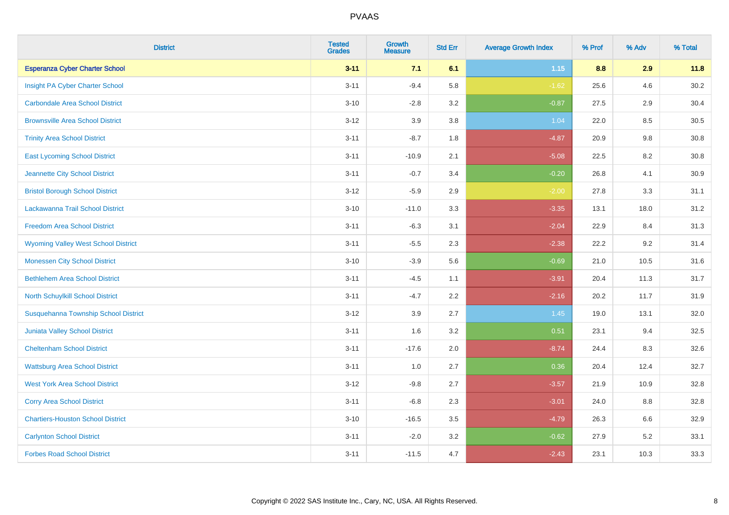# PVAAS

| District | Tested Grades | Growth Measure | Std Err | Average Growth Index | % Prof | % Adv | % Total |
|---|---|---|---|---|---|---|---|
| **Esperanza Cyber Charter School** | **3-11** | **7.1** | **6.1** | **1.15** | **8.8** | **2.9** | **11.8** |
| Insight PA Cyber Charter School | 3-11 | -9.4 | 5.8 | -1.62 | 25.6 | 4.6 | 30.2 |
| Carbondale Area School District | 3-10 | -2.8 | 3.2 | -0.87 | 27.5 | 2.9 | 30.4 |
| Brownsville Area School District | 3-12 | 3.9 | 3.8 | 1.04 | 22.0 | 8.5 | 30.5 |
| Trinity Area School District | 3-11 | -8.7 | 1.8 | -4.87 | 20.9 | 9.8 | 30.8 |
| East Lycoming School District | 3-11 | -10.9 | 2.1 | -5.08 | 22.5 | 8.2 | 30.8 |
| Jeannette City School District | 3-11 | -0.7 | 3.4 | -0.20 | 26.8 | 4.1 | 30.9 |
| Bristol Borough School District | 3-12 | -5.9 | 2.9 | -2.00 | 27.8 | 3.3 | 31.1 |
| Lackawanna Trail School District | 3-10 | -11.0 | 3.3 | -3.35 | 13.1 | 18.0 | 31.2 |
| Freedom Area School District | 3-11 | -6.3 | 3.1 | -2.04 | 22.9 | 8.4 | 31.3 |
| Wyoming Valley West School District | 3-11 | -5.5 | 2.3 | -2.38 | 22.2 | 9.2 | 31.4 |
| Monessen City School District | 3-10 | -3.9 | 5.6 | -0.69 | 21.0 | 10.5 | 31.6 |
| Bethlehem Area School District | 3-11 | -4.5 | 1.1 | -3.91 | 20.4 | 11.3 | 31.7 |
| North Schuylkill School District | 3-11 | -4.7 | 2.2 | -2.16 | 20.2 | 11.7 | 31.9 |
| Susquehanna Township School District | 3-12 | 3.9 | 2.7 | 1.45 | 19.0 | 13.1 | 32.0 |
| Juniata Valley School District | 3-11 | 1.6 | 3.2 | 0.51 | 23.1 | 9.4 | 32.5 |
| Cheltenham School District | 3-11 | -17.6 | 2.0 | -8.74 | 24.4 | 8.3 | 32.6 |
| Wattsburg Area School District | 3-11 | 1.0 | 2.7 | 0.36 | 20.4 | 12.4 | 32.7 |
| West York Area School District | 3-12 | -9.8 | 2.7 | -3.57 | 21.9 | 10.9 | 32.8 |
| Corry Area School District | 3-11 | -6.8 | 2.3 | -3.01 | 24.0 | 8.8 | 32.8 |
| Chartiers-Houston School District | 3-10 | -16.5 | 3.5 | -4.79 | 26.3 | 6.6 | 32.9 |
| Carlynton School District | 3-11 | -2.0 | 3.2 | -0.62 | 27.9 | 5.2 | 33.1 |
| Forbes Road School District | 3-11 | -11.5 | 4.7 | -2.43 | 23.1 | 10.3 | 33.3 |

Copyright © 2022 SAS Institute Inc., Cary, NC, USA. All Rights Reserved.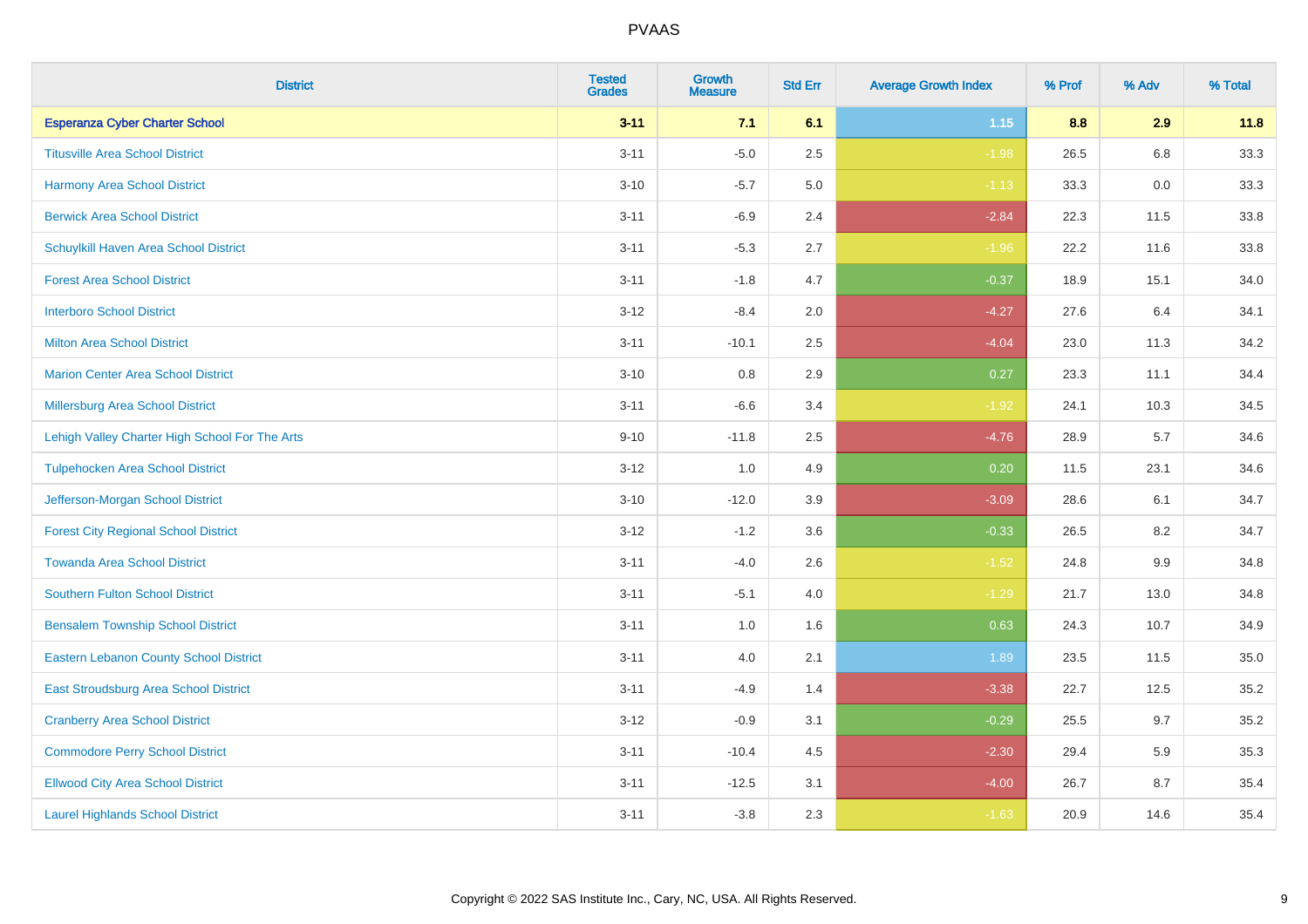| District | Tested Grades | Growth Measure | Std Err | Average Growth Index | % Prof | % Adv | % Total |
|---|---|---|---|---|---|---|---|
| **Esperanza Cyber Charter School** | **3-11** | **7.1** | **6.1** | **1.15** | **8.8** | **2.9** | **11.8** |
| Titusville Area School District | 3-11 | -5.0 | 2.5 | -1.98 | 26.5 | 6.8 | 33.3 |
| Harmony Area School District | 3-10 | -5.7 | 5.0 | -1.13 | 33.3 | 0.0 | 33.3 |
| Berwick Area School District | 3-11 | -6.9 | 2.4 | -2.84 | 22.3 | 11.5 | 33.8 |
| Schuylkill Haven Area School District | 3-11 | -5.3 | 2.7 | -1.96 | 22.2 | 11.6 | 33.8 |
| Forest Area School District | 3-11 | -1.8 | 4.7 | -0.37 | 18.9 | 15.1 | 34.0 |
| Interboro School District | 3-12 | -8.4 | 2.0 | -4.27 | 27.6 | 6.4 | 34.1 |
| Milton Area School District | 3-11 | -10.1 | 2.5 | -4.04 | 23.0 | 11.3 | 34.2 |
| Marion Center Area School District | 3-10 | 0.8 | 2.9 | 0.27 | 23.3 | 11.1 | 34.4 |
| Millersburg Area School District | 3-11 | -6.6 | 3.4 | -1.92 | 24.1 | 10.3 | 34.5 |
| Lehigh Valley Charter High School For The Arts | 9-10 | -11.8 | 2.5 | -4.76 | 28.9 | 5.7 | 34.6 |
| Tulpehocken Area School District | 3-12 | 1.0 | 4.9 | 0.20 | 11.5 | 23.1 | 34.6 |
| Jefferson-Morgan School District | 3-10 | -12.0 | 3.9 | -3.09 | 28.6 | 6.1 | 34.7 |
| Forest City Regional School District | 3-12 | -1.2 | 3.6 | -0.33 | 26.5 | 8.2 | 34.7 |
| Towanda Area School District | 3-11 | -4.0 | 2.6 | -1.52 | 24.8 | 9.9 | 34.8 |
| Southern Fulton School District | 3-11 | -5.1 | 4.0 | -1.29 | 21.7 | 13.0 | 34.8 |
| Bensalem Township School District | 3-11 | 1.0 | 1.6 | 0.63 | 24.3 | 10.7 | 34.9 |
| Eastern Lebanon County School District | 3-11 | 4.0 | 2.1 | 1.89 | 23.5 | 11.5 | 35.0 |
| East Stroudsburg Area School District | 3-11 | -4.9 | 1.4 | -3.38 | 22.7 | 12.5 | 35.2 |
| Cranberry Area School District | 3-12 | -0.9 | 3.1 | -0.29 | 25.5 | 9.7 | 35.2 |
| Commodore Perry School District | 3-11 | -10.4 | 4.5 | -2.30 | 29.4 | 5.9 | 35.3 |
| Ellwood City Area School District | 3-11 | -12.5 | 3.1 | -4.00 | 26.7 | 8.7 | 35.4 |
| Laurel Highlands School District | 3-11 | -3.8 | 2.3 | -1.63 | 20.9 | 14.6 | 35.4 |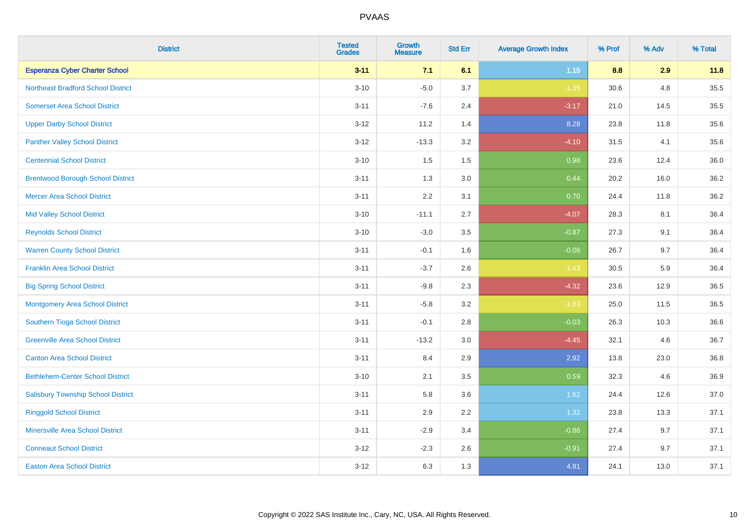| District | Tested Grades | Growth Measure | Std Err | Average Growth Index | % Prof | % Adv | % Total |
|---|---|---|---|---|---|---|---|
| **Esperanza Cyber Charter School** | **3-11** | **7.1** | **6.1** | **1.15** | **8.8** | **2.9** | **11.8** |
| Northeast Bradford School District | 3-10 | -5.0 | 3.7 | -1.35 | 30.6 | 4.8 | 35.5 |
| Somerset Area School District | 3-11 | -7.6 | 2.4 | -3.17 | 21.0 | 14.5 | 35.5 |
| Upper Darby School District | 3-12 | 11.2 | 1.4 | 8.28 | 23.8 | 11.8 | 35.6 |
| Panther Valley School District | 3-12 | -13.3 | 3.2 | -4.10 | 31.5 | 4.1 | 35.6 |
| Centennial School District | 3-10 | 1.5 | 1.5 | 0.98 | 23.6 | 12.4 | 36.0 |
| Brentwood Borough School District | 3-11 | 1.3 | 3.0 | 0.44 | 20.2 | 16.0 | 36.2 |
| Mercer Area School District | 3-11 | 2.2 | 3.1 | 0.70 | 24.4 | 11.8 | 36.2 |
| Mid Valley School District | 3-10 | -11.1 | 2.7 | -4.07 | 28.3 | 8.1 | 36.4 |
| Reynolds School District | 3-10 | -3.0 | 3.5 | -0.87 | 27.3 | 9.1 | 36.4 |
| Warren County School District | 3-11 | -0.1 | 1.6 | -0.06 | 26.7 | 9.7 | 36.4 |
| Franklin Area School District | 3-11 | -3.7 | 2.6 | -1.43 | 30.5 | 5.9 | 36.4 |
| Big Spring School District | 3-11 | -9.8 | 2.3 | -4.32 | 23.6 | 12.9 | 36.5 |
| Montgomery Area School District | 3-11 | -5.8 | 3.2 | -1.83 | 25.0 | 11.5 | 36.5 |
| Southern Tioga School District | 3-11 | -0.1 | 2.8 | -0.03 | 26.3 | 10.3 | 36.6 |
| Greenville Area School District | 3-11 | -13.2 | 3.0 | -4.45 | 32.1 | 4.6 | 36.7 |
| Canton Area School District | 3-11 | 8.4 | 2.9 | 2.92 | 13.8 | 23.0 | 36.8 |
| Bethlehem-Center School District | 3-10 | 2.1 | 3.5 | 0.59 | 32.3 | 4.6 | 36.9 |
| Salisbury Township School District | 3-11 | 5.8 | 3.6 | 1.62 | 24.4 | 12.6 | 37.0 |
| Ringgold School District | 3-11 | 2.9 | 2.2 | 1.32 | 23.8 | 13.3 | 37.1 |
| Minersville Area School District | 3-11 | -2.9 | 3.4 | -0.86 | 27.4 | 9.7 | 37.1 |
| Conneaut School District | 3-12 | -2.3 | 2.6 | -0.91 | 27.4 | 9.7 | 37.1 |
| Easton Area School District | 3-12 | 6.3 | 1.3 | 4.91 | 24.1 | 13.0 | 37.1 |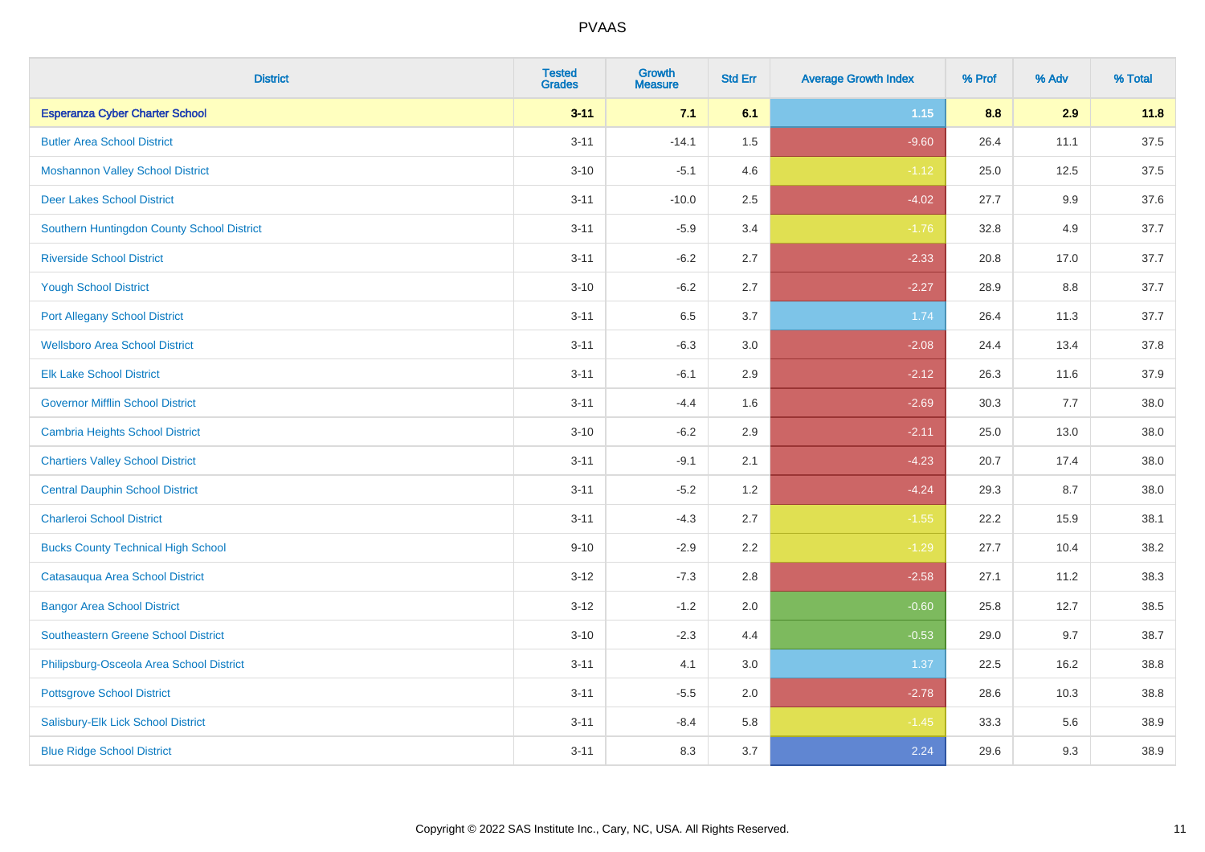| District | Tested Grades | Growth Measure | Std Err | Average Growth Index | % Prof | % Adv | % Total |
|---|---|---|---|---|---|---|---|
| **Esperanza Cyber Charter School** | **3-11** | **7.1** | **6.1** | **1.15** | **8.8** | **2.9** | **11.8** |
| Butler Area School District | 3-11 | -14.1 | 1.5 | -9.60 | 26.4 | 11.1 | 37.5 |
| Moshannon Valley School District | 3-10 | -5.1 | 4.6 | -1.12 | 25.0 | 12.5 | 37.5 |
| Deer Lakes School District | 3-11 | -10.0 | 2.5 | -4.02 | 27.7 | 9.9 | 37.6 |
| Southern Huntingdon County School District | 3-11 | -5.9 | 3.4 | -1.76 | 32.8 | 4.9 | 37.7 |
| Riverside School District | 3-11 | -6.2 | 2.7 | -2.33 | 20.8 | 17.0 | 37.7 |
| Yough School District | 3-10 | -6.2 | 2.7 | -2.27 | 28.9 | 8.8 | 37.7 |
| Port Allegany School District | 3-11 | 6.5 | 3.7 | 1.74 | 26.4 | 11.3 | 37.7 |
| Wellsboro Area School District | 3-11 | -6.3 | 3.0 | -2.08 | 24.4 | 13.4 | 37.8 |
| Elk Lake School District | 3-11 | -6.1 | 2.9 | -2.12 | 26.3 | 11.6 | 37.9 |
| Governor Mifflin School District | 3-11 | -4.4 | 1.6 | -2.69 | 30.3 | 7.7 | 38.0 |
| Cambria Heights School District | 3-10 | -6.2 | 2.9 | -2.11 | 25.0 | 13.0 | 38.0 |
| Chartiers Valley School District | 3-11 | -9.1 | 2.1 | -4.23 | 20.7 | 17.4 | 38.0 |
| Central Dauphin School District | 3-11 | -5.2 | 1.2 | -4.24 | 29.3 | 8.7 | 38.0 |
| Charleroi School District | 3-11 | -4.3 | 2.7 | -1.55 | 22.2 | 15.9 | 38.1 |
| Bucks County Technical High School | 9-10 | -2.9 | 2.2 | -1.29 | 27.7 | 10.4 | 38.2 |
| Catasauqua Area School District | 3-12 | -7.3 | 2.8 | -2.58 | 27.1 | 11.2 | 38.3 |
| Bangor Area School District | 3-12 | -1.2 | 2.0 | -0.60 | 25.8 | 12.7 | 38.5 |
| Southeastern Greene School District | 3-10 | -2.3 | 4.4 | -0.53 | 29.0 | 9.7 | 38.7 |
| Philipsburg-Osceola Area School District | 3-11 | 4.1 | 3.0 | 1.37 | 22.5 | 16.2 | 38.8 |
| Pottsgrove School District | 3-11 | -5.5 | 2.0 | -2.78 | 28.6 | 10.3 | 38.8 |
| Salisbury-Elk Lick School District | 3-11 | -8.4 | 5.8 | -1.45 | 33.3 | 5.6 | 38.9 |
| Blue Ridge School District | 3-11 | 8.3 | 3.7 | 2.24 | 29.6 | 9.3 | 38.9 |

Copyright © 2022 SAS Institute Inc., Cary, NC, USA. All Rights Reserved.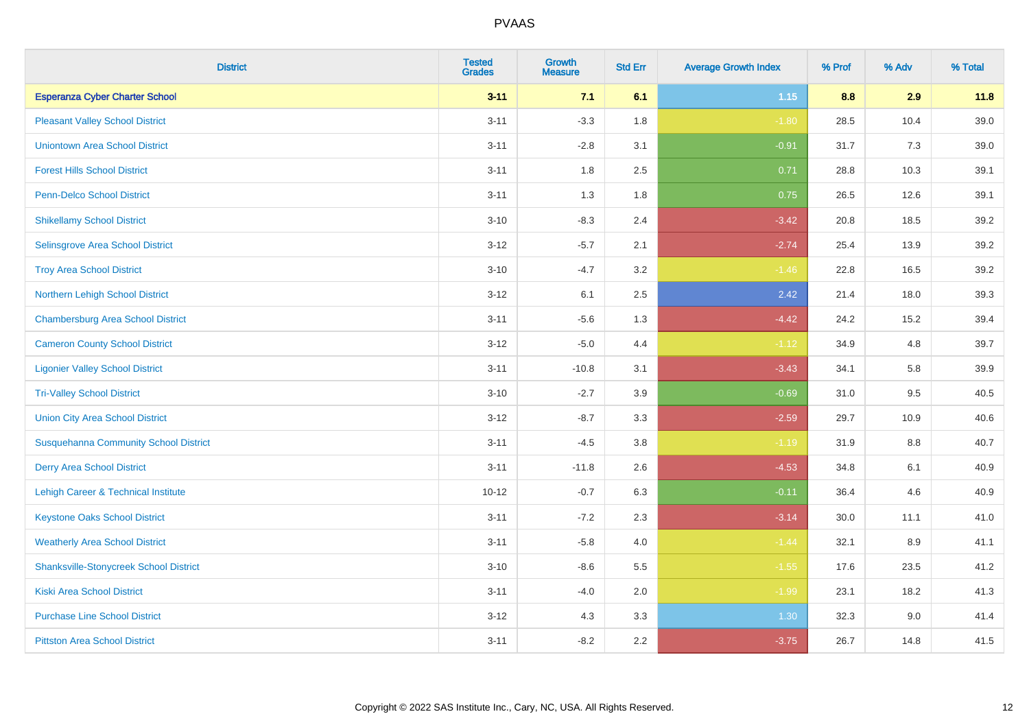# PVAAS

| District | Tested Grades | Growth Measure | Std Err | Average Growth Index | % Prof | % Adv | % Total |
|---|---|---|---|---|---|---|---|
| **Esperanza Cyber Charter School** | **3-11** | **7.1** | **6.1** | **1.15** | **8.8** | **2.9** | **11.8** |
| Pleasant Valley School District | 3-11 | -3.3 | 1.8 | -1.80 | 28.5 | 10.4 | 39.0 |
| Uniontown Area School District | 3-11 | -2.8 | 3.1 | -0.91 | 31.7 | 7.3 | 39.0 |
| Forest Hills School District | 3-11 | 1.8 | 2.5 | 0.71 | 28.8 | 10.3 | 39.1 |
| Penn-Delco School District | 3-11 | 1.3 | 1.8 | 0.75 | 26.5 | 12.6 | 39.1 |
| Shikellamy School District | 3-10 | -8.3 | 2.4 | -3.42 | 20.8 | 18.5 | 39.2 |
| Selinsgrove Area School District | 3-12 | -5.7 | 2.1 | -2.74 | 25.4 | 13.9 | 39.2 |
| Troy Area School District | 3-10 | -4.7 | 3.2 | -1.46 | 22.8 | 16.5 | 39.2 |
| Northern Lehigh School District | 3-12 | 6.1 | 2.5 | 2.42 | 21.4 | 18.0 | 39.3 |
| Chambersburg Area School District | 3-11 | -5.6 | 1.3 | -4.42 | 24.2 | 15.2 | 39.4 |
| Cameron County School District | 3-12 | -5.0 | 4.4 | -1.12 | 34.9 | 4.8 | 39.7 |
| Ligonier Valley School District | 3-11 | -10.8 | 3.1 | -3.43 | 34.1 | 5.8 | 39.9 |
| Tri-Valley School District | 3-10 | -2.7 | 3.9 | -0.69 | 31.0 | 9.5 | 40.5 |
| Union City Area School District | 3-12 | -8.7 | 3.3 | -2.59 | 29.7 | 10.9 | 40.6 |
| Susquehanna Community School District | 3-11 | -4.5 | 3.8 | -1.19 | 31.9 | 8.8 | 40.7 |
| Derry Area School District | 3-11 | -11.8 | 2.6 | -4.53 | 34.8 | 6.1 | 40.9 |
| Lehigh Career & Technical Institute | 10-12 | -0.7 | 6.3 | -0.11 | 36.4 | 4.6 | 40.9 |
| Keystone Oaks School District | 3-11 | -7.2 | 2.3 | -3.14 | 30.0 | 11.1 | 41.0 |
| Weatherly Area School District | 3-11 | -5.8 | 4.0 | -1.44 | 32.1 | 8.9 | 41.1 |
| Shanksville-Stonycreek School District | 3-10 | -8.6 | 5.5 | -1.55 | 17.6 | 23.5 | 41.2 |
| Kiski Area School District | 3-11 | -4.0 | 2.0 | -1.99 | 23.1 | 18.2 | 41.3 |
| Purchase Line School District | 3-12 | 4.3 | 3.3 | 1.30 | 32.3 | 9.0 | 41.4 |
| Pittston Area School District | 3-11 | -8.2 | 2.2 | -3.75 | 26.7 | 14.8 | 41.5 |

Copyright © 2022 SAS Institute Inc., Cary, NC, USA. All Rights Reserved.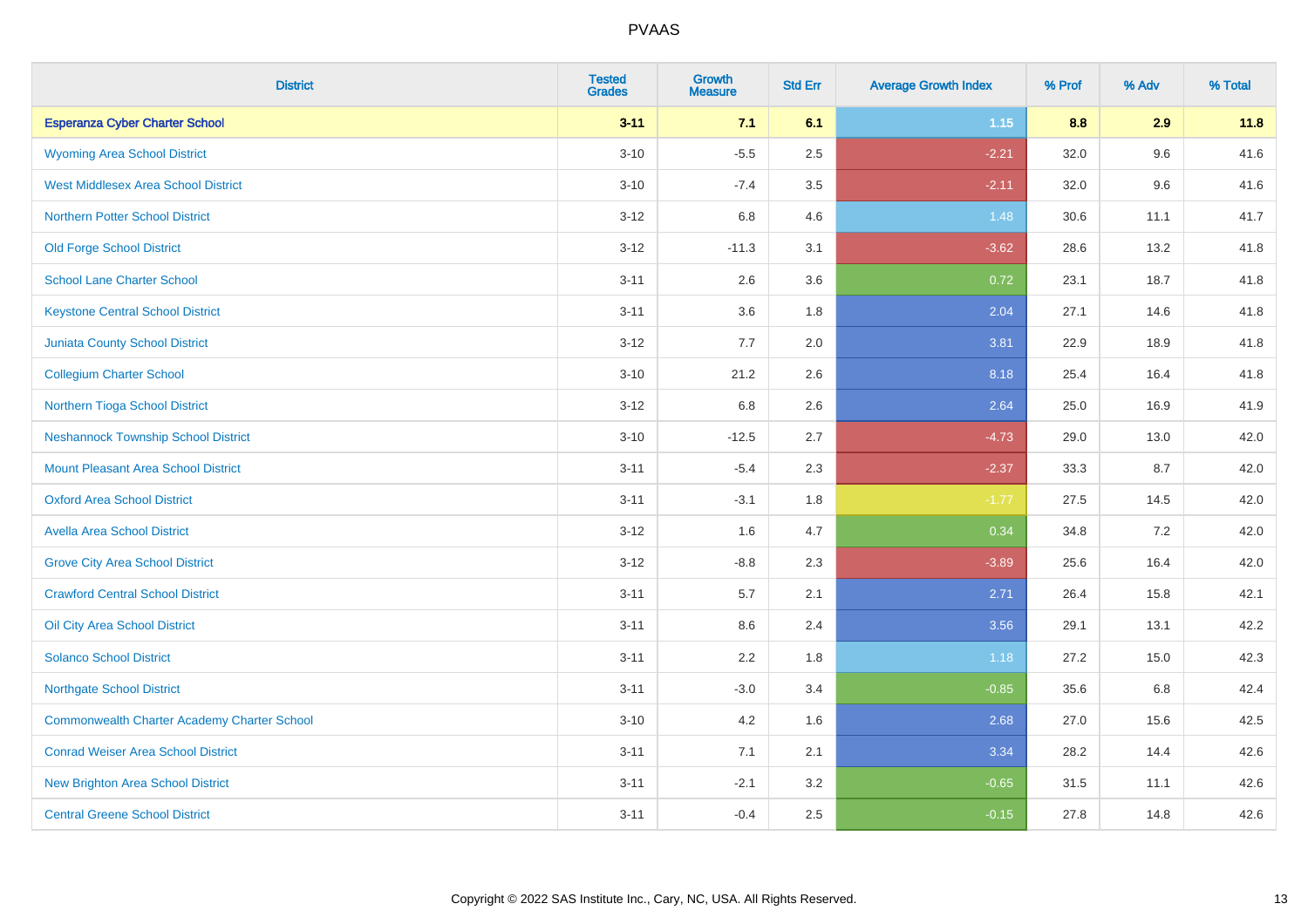| District | Tested Grades | Growth Measure | Std Err | Average Growth Index | % Prof | % Adv | % Total |
|---|---|---|---|---|---|---|---|
| **Esperanza Cyber Charter School** | **3-11** | **7.1** | **6.1** | **1.15** | **8.8** | **2.9** | **11.8** |
| Wyoming Area School District | 3-10 | -5.5 | 2.5 | -2.21 | 32.0 | 9.6 | 41.6 |
| West Middlesex Area School District | 3-10 | -7.4 | 3.5 | -2.11 | 32.0 | 9.6 | 41.6 |
| Northern Potter School District | 3-12 | 6.8 | 4.6 | 1.48 | 30.6 | 11.1 | 41.7 |
| Old Forge School District | 3-12 | -11.3 | 3.1 | -3.62 | 28.6 | 13.2 | 41.8 |
| School Lane Charter School | 3-11 | 2.6 | 3.6 | 0.72 | 23.1 | 18.7 | 41.8 |
| Keystone Central School District | 3-11 | 3.6 | 1.8 | 2.04 | 27.1 | 14.6 | 41.8 |
| Juniata County School District | 3-12 | 7.7 | 2.0 | 3.81 | 22.9 | 18.9 | 41.8 |
| Collegium Charter School | 3-10 | 21.2 | 2.6 | 8.18 | 25.4 | 16.4 | 41.8 |
| Northern Tioga School District | 3-12 | 6.8 | 2.6 | 2.64 | 25.0 | 16.9 | 41.9 |
| Neshannock Township School District | 3-10 | -12.5 | 2.7 | -4.73 | 29.0 | 13.0 | 42.0 |
| Mount Pleasant Area School District | 3-11 | -5.4 | 2.3 | -2.37 | 33.3 | 8.7 | 42.0 |
| Oxford Area School District | 3-11 | -3.1 | 1.8 | -1.77 | 27.5 | 14.5 | 42.0 |
| Avella Area School District | 3-12 | 1.6 | 4.7 | 0.34 | 34.8 | 7.2 | 42.0 |
| Grove City Area School District | 3-12 | -8.8 | 2.3 | -3.89 | 25.6 | 16.4 | 42.0 |
| Crawford Central School District | 3-11 | 5.7 | 2.1 | 2.71 | 26.4 | 15.8 | 42.1 |
| Oil City Area School District | 3-11 | 8.6 | 2.4 | 3.56 | 29.1 | 13.1 | 42.2 |
| Solanco School District | 3-11 | 2.2 | 1.8 | 1.18 | 27.2 | 15.0 | 42.3 |
| Northgate School District | 3-11 | -3.0 | 3.4 | -0.85 | 35.6 | 6.8 | 42.4 |
| Commonwealth Charter Academy Charter School | 3-10 | 4.2 | 1.6 | 2.68 | 27.0 | 15.6 | 42.5 |
| Conrad Weiser Area School District | 3-11 | 7.1 | 2.1 | 3.34 | 28.2 | 14.4 | 42.6 |
| New Brighton Area School District | 3-11 | -2.1 | 3.2 | -0.65 | 31.5 | 11.1 | 42.6 |
| Central Greene School District | 3-11 | -0.4 | 2.5 | -0.15 | 27.8 | 14.8 | 42.6 |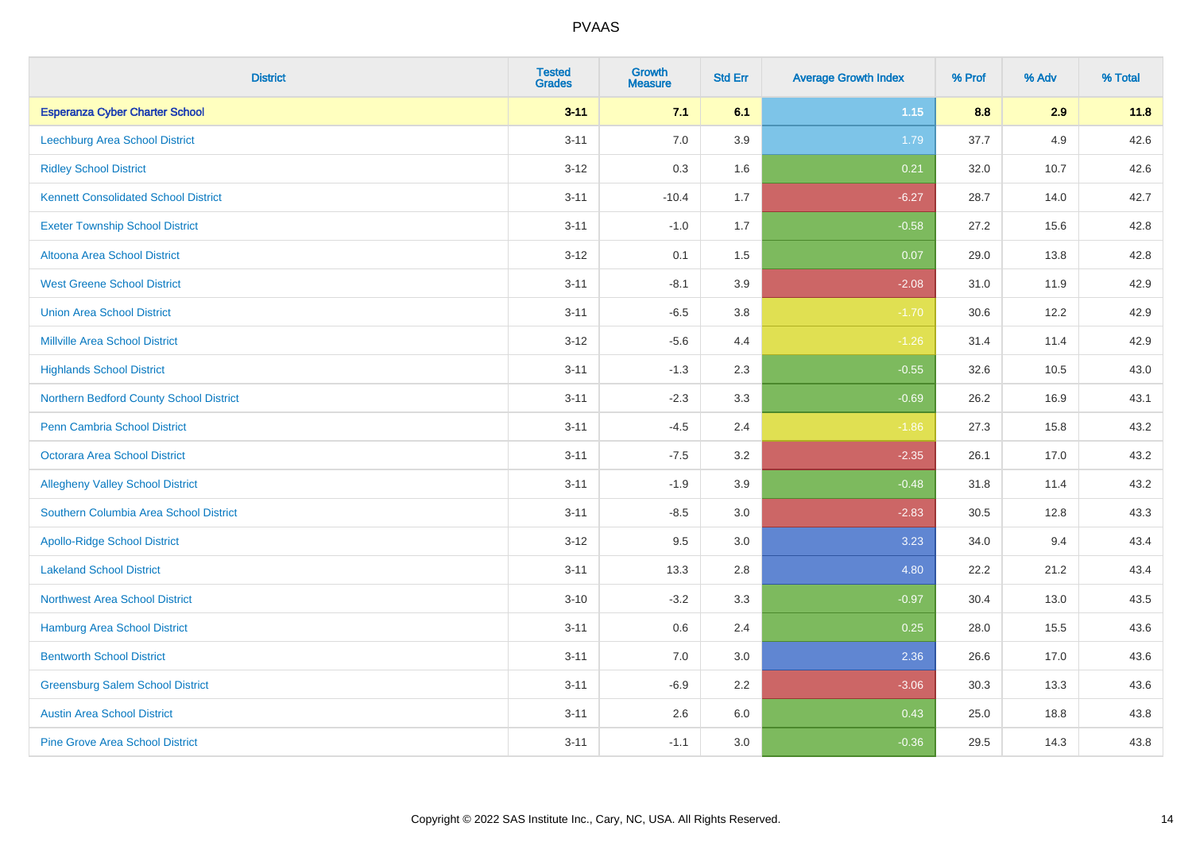# PVAAS

| District | Tested Grades | Growth Measure | Std Err | Average Growth Index | % Prof | % Adv | % Total |
|---|---|---|---|---|---|---|---|
| **Esperanza Cyber Charter School** | **3-11** | **7.1** | **6.1** | **1.15** | **8.8** | **2.9** | **11.8** |
| Leechburg Area School District | 3-11 | 7.0 | 3.9 | 1.79 | 37.7 | 4.9 | 42.6 |
| Ridley School District | 3-12 | 0.3 | 1.6 | 0.21 | 32.0 | 10.7 | 42.6 |
| Kennett Consolidated School District | 3-11 | -10.4 | 1.7 | -6.27 | 28.7 | 14.0 | 42.7 |
| Exeter Township School District | 3-11 | -1.0 | 1.7 | -0.58 | 27.2 | 15.6 | 42.8 |
| Altoona Area School District | 3-12 | 0.1 | 1.5 | 0.07 | 29.0 | 13.8 | 42.8 |
| West Greene School District | 3-11 | -8.1 | 3.9 | -2.08 | 31.0 | 11.9 | 42.9 |
| Union Area School District | 3-11 | -6.5 | 3.8 | -1.70 | 30.6 | 12.2 | 42.9 |
| Millville Area School District | 3-12 | -5.6 | 4.4 | -1.26 | 31.4 | 11.4 | 42.9 |
| Highlands School District | 3-11 | -1.3 | 2.3 | -0.55 | 32.6 | 10.5 | 43.0 |
| Northern Bedford County School District | 3-11 | -2.3 | 3.3 | -0.69 | 26.2 | 16.9 | 43.1 |
| Penn Cambria School District | 3-11 | -4.5 | 2.4 | -1.86 | 27.3 | 15.8 | 43.2 |
| Octorara Area School District | 3-11 | -7.5 | 3.2 | -2.35 | 26.1 | 17.0 | 43.2 |
| Allegheny Valley School District | 3-11 | -1.9 | 3.9 | -0.48 | 31.8 | 11.4 | 43.2 |
| Southern Columbia Area School District | 3-11 | -8.5 | 3.0 | -2.83 | 30.5 | 12.8 | 43.3 |
| Apollo-Ridge School District | 3-12 | 9.5 | 3.0 | 3.23 | 34.0 | 9.4 | 43.4 |
| Lakeland School District | 3-11 | 13.3 | 2.8 | 4.80 | 22.2 | 21.2 | 43.4 |
| Northwest Area School District | 3-10 | -3.2 | 3.3 | -0.97 | 30.4 | 13.0 | 43.5 |
| Hamburg Area School District | 3-11 | 0.6 | 2.4 | 0.25 | 28.0 | 15.5 | 43.6 |
| Bentworth School District | 3-11 | 7.0 | 3.0 | 2.36 | 26.6 | 17.0 | 43.6 |
| Greensburg Salem School District | 3-11 | -6.9 | 2.2 | -3.06 | 30.3 | 13.3 | 43.6 |
| Austin Area School District | 3-11 | 2.6 | 6.0 | 0.43 | 25.0 | 18.8 | 43.8 |
| Pine Grove Area School District | 3-11 | -1.1 | 3.0 | -0.36 | 29.5 | 14.3 | 43.8 |

Copyright © 2022 SAS Institute Inc., Cary, NC, USA. All Rights Reserved.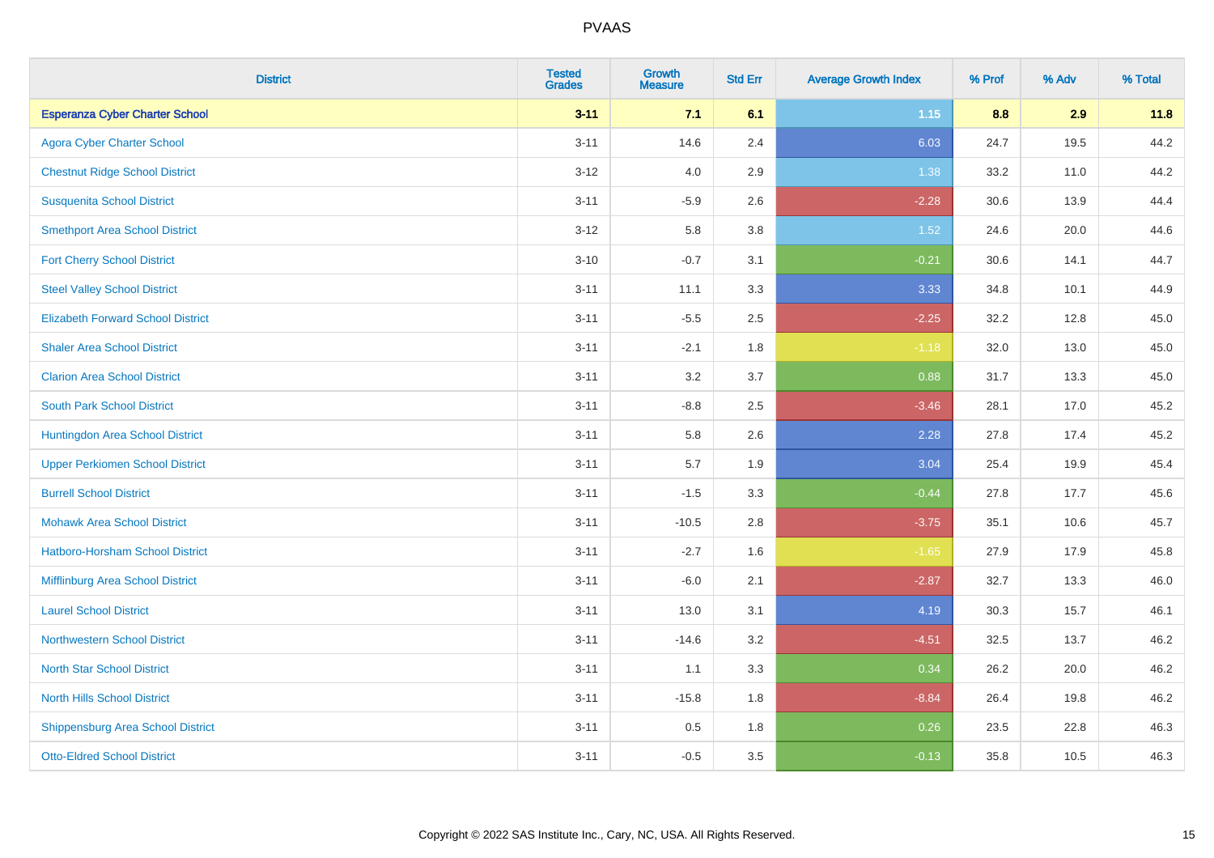# PVAAS

| District | Tested Grades | Growth Measure | Std Err | Average Growth Index | % Prof | % Adv | % Total |
|---|---|---|---|---|---|---|---|
| **Esperanza Cyber Charter School** | **3-11** | **7.1** | **6.1** | **1.15** | **8.8** | **2.9** | **11.8** |
| Agora Cyber Charter School | 3-11 | 14.6 | 2.4 | 6.03 | 24.7 | 19.5 | 44.2 |
| Chestnut Ridge School District | 3-12 | 4.0 | 2.9 | 1.38 | 33.2 | 11.0 | 44.2 |
| Susquenita School District | 3-11 | -5.9 | 2.6 | -2.28 | 30.6 | 13.9 | 44.4 |
| Smethport Area School District | 3-12 | 5.8 | 3.8 | 1.52 | 24.6 | 20.0 | 44.6 |
| Fort Cherry School District | 3-10 | -0.7 | 3.1 | -0.21 | 30.6 | 14.1 | 44.7 |
| Steel Valley School District | 3-11 | 11.1 | 3.3 | 3.33 | 34.8 | 10.1 | 44.9 |
| Elizabeth Forward School District | 3-11 | -5.5 | 2.5 | -2.25 | 32.2 | 12.8 | 45.0 |
| Shaler Area School District | 3-11 | -2.1 | 1.8 | -1.18 | 32.0 | 13.0 | 45.0 |
| Clarion Area School District | 3-11 | 3.2 | 3.7 | 0.88 | 31.7 | 13.3 | 45.0 |
| South Park School District | 3-11 | -8.8 | 2.5 | -3.46 | 28.1 | 17.0 | 45.2 |
| Huntingdon Area School District | 3-11 | 5.8 | 2.6 | 2.28 | 27.8 | 17.4 | 45.2 |
| Upper Perkiomen School District | 3-11 | 5.7 | 1.9 | 3.04 | 25.4 | 19.9 | 45.4 |
| Burrell School District | 3-11 | -1.5 | 3.3 | -0.44 | 27.8 | 17.7 | 45.6 |
| Mohawk Area School District | 3-11 | -10.5 | 2.8 | -3.75 | 35.1 | 10.6 | 45.7 |
| Hatboro-Horsham School District | 3-11 | -2.7 | 1.6 | -1.65 | 27.9 | 17.9 | 45.8 |
| Mifflinburg Area School District | 3-11 | -6.0 | 2.1 | -2.87 | 32.7 | 13.3 | 46.0 |
| Laurel School District | 3-11 | 13.0 | 3.1 | 4.19 | 30.3 | 15.7 | 46.1 |
| Northwestern School District | 3-11 | -14.6 | 3.2 | -4.51 | 32.5 | 13.7 | 46.2 |
| North Star School District | 3-11 | 1.1 | 3.3 | 0.34 | 26.2 | 20.0 | 46.2 |
| North Hills School District | 3-11 | -15.8 | 1.8 | -8.84 | 26.4 | 19.8 | 46.2 |
| Shippensburg Area School District | 3-11 | 0.5 | 1.8 | 0.26 | 23.5 | 22.8 | 46.3 |
| Otto-Eldred School District | 3-11 | -0.5 | 3.5 | -0.13 | 35.8 | 10.5 | 46.3 |

Copyright © 2022 SAS Institute Inc., Cary, NC, USA. All Rights Reserved.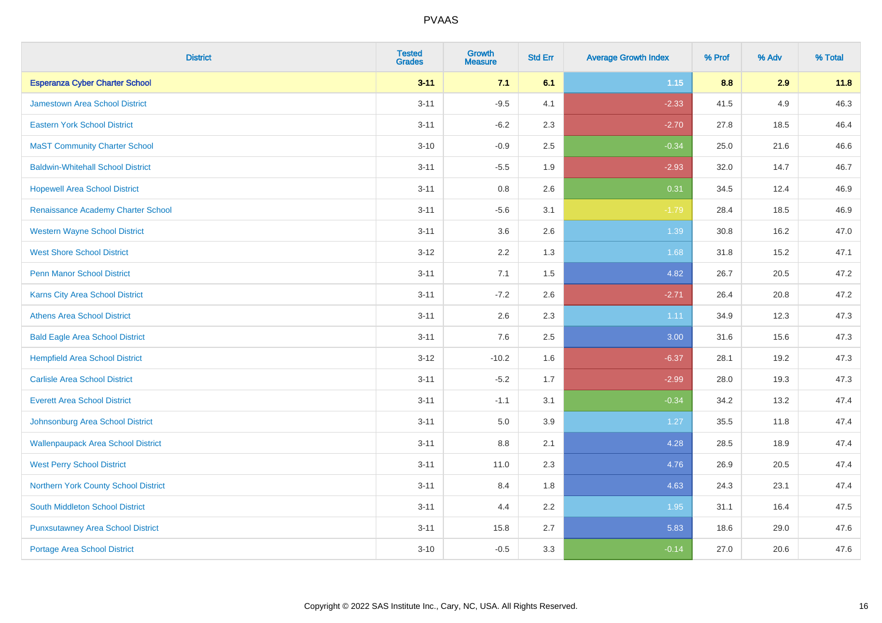# PVAAS

| District | Tested Grades | Growth Measure | Std Err | Average Growth Index | % Prof | % Adv | % Total |
|---|---|---|---|---|---|---|---|
| **Esperanza Cyber Charter School** | **3-11** | **7.1** | **6.1** | **1.15** | **8.8** | **2.9** | **11.8** |
| Jamestown Area School District | 3-11 | -9.5 | 4.1 | -2.33 | 41.5 | 4.9 | 46.3 |
| Eastern York School District | 3-11 | -6.2 | 2.3 | -2.70 | 27.8 | 18.5 | 46.4 |
| MaST Community Charter School | 3-10 | -0.9 | 2.5 | -0.34 | 25.0 | 21.6 | 46.6 |
| Baldwin-Whitehall School District | 3-11 | -5.5 | 1.9 | -2.93 | 32.0 | 14.7 | 46.7 |
| Hopewell Area School District | 3-11 | 0.8 | 2.6 | 0.31 | 34.5 | 12.4 | 46.9 |
| Renaissance Academy Charter School | 3-11 | -5.6 | 3.1 | -1.79 | 28.4 | 18.5 | 46.9 |
| Western Wayne School District | 3-11 | 3.6 | 2.6 | 1.39 | 30.8 | 16.2 | 47.0 |
| West Shore School District | 3-12 | 2.2 | 1.3 | 1.68 | 31.8 | 15.2 | 47.1 |
| Penn Manor School District | 3-11 | 7.1 | 1.5 | 4.82 | 26.7 | 20.5 | 47.2 |
| Karns City Area School District | 3-11 | -7.2 | 2.6 | -2.71 | 26.4 | 20.8 | 47.2 |
| Athens Area School District | 3-11 | 2.6 | 2.3 | 1.11 | 34.9 | 12.3 | 47.3 |
| Bald Eagle Area School District | 3-11 | 7.6 | 2.5 | 3.00 | 31.6 | 15.6 | 47.3 |
| Hempfield Area School District | 3-12 | -10.2 | 1.6 | -6.37 | 28.1 | 19.2 | 47.3 |
| Carlisle Area School District | 3-11 | -5.2 | 1.7 | -2.99 | 28.0 | 19.3 | 47.3 |
| Everett Area School District | 3-11 | -1.1 | 3.1 | -0.34 | 34.2 | 13.2 | 47.4 |
| Johnsonburg Area School District | 3-11 | 5.0 | 3.9 | 1.27 | 35.5 | 11.8 | 47.4 |
| Wallenpaupack Area School District | 3-11 | 8.8 | 2.1 | 4.28 | 28.5 | 18.9 | 47.4 |
| West Perry School District | 3-11 | 11.0 | 2.3 | 4.76 | 26.9 | 20.5 | 47.4 |
| Northern York County School District | 3-11 | 8.4 | 1.8 | 4.63 | 24.3 | 23.1 | 47.4 |
| South Middleton School District | 3-11 | 4.4 | 2.2 | 1.95 | 31.1 | 16.4 | 47.5 |
| Punxsutawney Area School District | 3-11 | 15.8 | 2.7 | 5.83 | 18.6 | 29.0 | 47.6 |
| Portage Area School District | 3-10 | -0.5 | 3.3 | -0.14 | 27.0 | 20.6 | 47.6 |

Copyright © 2022 SAS Institute Inc., Cary, NC, USA. All Rights Reserved.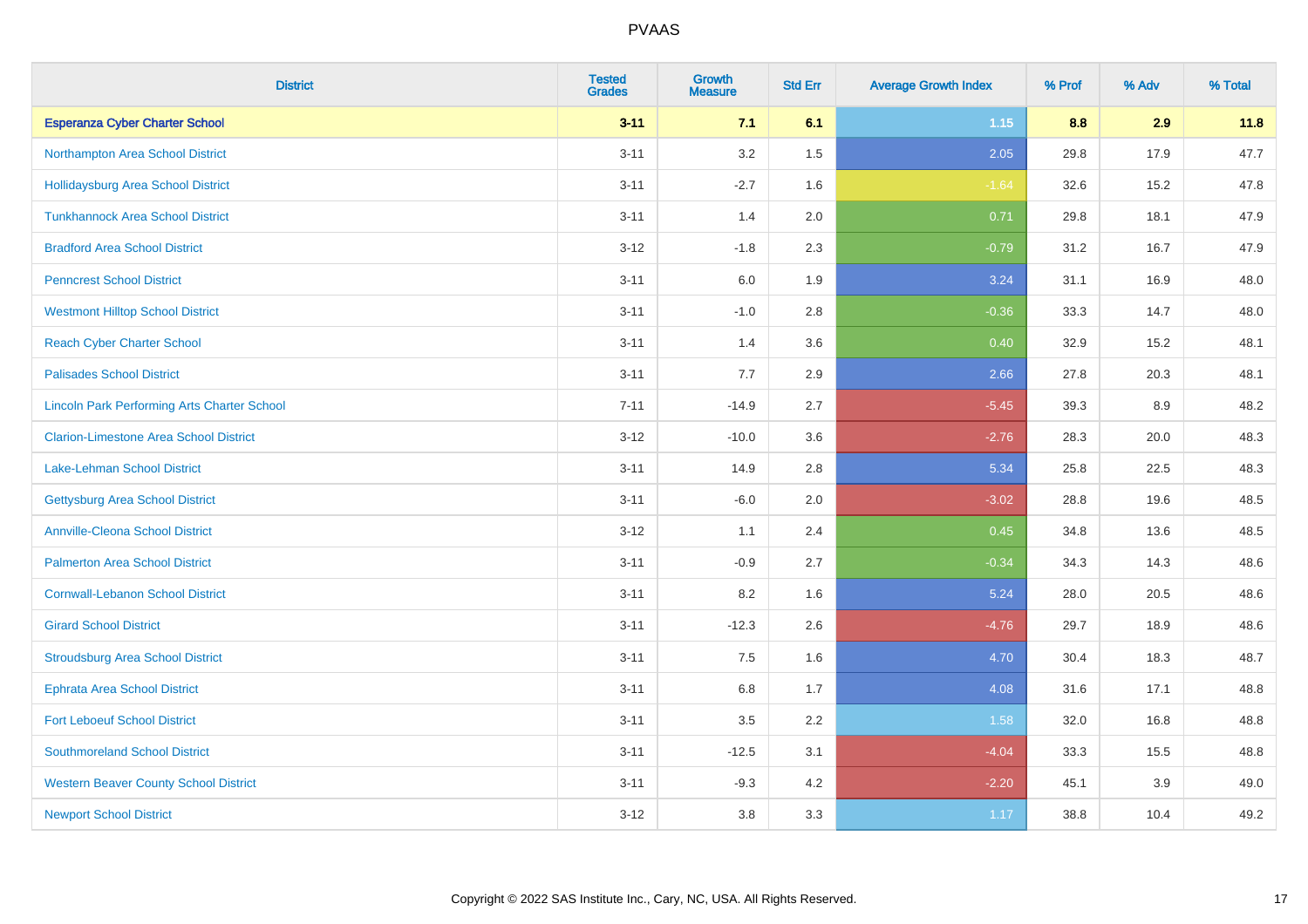# PVAAS

| District | Tested Grades | Growth Measure | Std Err | Average Growth Index | % Prof | % Adv | % Total |
|---|---|---|---|---|---|---|---|
| **Esperanza Cyber Charter School** | **3-11** | **7.1** | **6.1** | **1.15** | **8.8** | **2.9** | **11.8** |
| Northampton Area School District | 3-11 | 3.2 | 1.5 | 2.05 | 29.8 | 17.9 | 47.7 |
| Hollidaysburg Area School District | 3-11 | -2.7 | 1.6 | -1.64 | 32.6 | 15.2 | 47.8 |
| Tunkhannock Area School District | 3-11 | 1.4 | 2.0 | 0.71 | 29.8 | 18.1 | 47.9 |
| Bradford Area School District | 3-12 | -1.8 | 2.3 | -0.79 | 31.2 | 16.7 | 47.9 |
| Penncrest School District | 3-11 | 6.0 | 1.9 | 3.24 | 31.1 | 16.9 | 48.0 |
| Westmont Hilltop School District | 3-11 | -1.0 | 2.8 | -0.36 | 33.3 | 14.7 | 48.0 |
| Reach Cyber Charter School | 3-11 | 1.4 | 3.6 | 0.40 | 32.9 | 15.2 | 48.1 |
| Palisades School District | 3-11 | 7.7 | 2.9 | 2.66 | 27.8 | 20.3 | 48.1 |
| Lincoln Park Performing Arts Charter School | 7-11 | -14.9 | 2.7 | -5.45 | 39.3 | 8.9 | 48.2 |
| Clarion-Limestone Area School District | 3-12 | -10.0 | 3.6 | -2.76 | 28.3 | 20.0 | 48.3 |
| Lake-Lehman School District | 3-11 | 14.9 | 2.8 | 5.34 | 25.8 | 22.5 | 48.3 |
| Gettysburg Area School District | 3-11 | -6.0 | 2.0 | -3.02 | 28.8 | 19.6 | 48.5 |
| Annville-Cleona School District | 3-12 | 1.1 | 2.4 | 0.45 | 34.8 | 13.6 | 48.5 |
| Palmerton Area School District | 3-11 | -0.9 | 2.7 | -0.34 | 34.3 | 14.3 | 48.6 |
| Cornwall-Lebanon School District | 3-11 | 8.2 | 1.6 | 5.24 | 28.0 | 20.5 | 48.6 |
| Girard School District | 3-11 | -12.3 | 2.6 | -4.76 | 29.7 | 18.9 | 48.6 |
| Stroudsburg Area School District | 3-11 | 7.5 | 1.6 | 4.70 | 30.4 | 18.3 | 48.7 |
| Ephrata Area School District | 3-11 | 6.8 | 1.7 | 4.08 | 31.6 | 17.1 | 48.8 |
| Fort Leboeuf School District | 3-11 | 3.5 | 2.2 | 1.58 | 32.0 | 16.8 | 48.8 |
| Southmoreland School District | 3-11 | -12.5 | 3.1 | -4.04 | 33.3 | 15.5 | 48.8 |
| Western Beaver County School District | 3-11 | -9.3 | 4.2 | -2.20 | 45.1 | 3.9 | 49.0 |
| Newport School District | 3-12 | 3.8 | 3.3 | 1.17 | 38.8 | 10.4 | 49.2 |

Copyright © 2022 SAS Institute Inc., Cary, NC, USA. All Rights Reserved.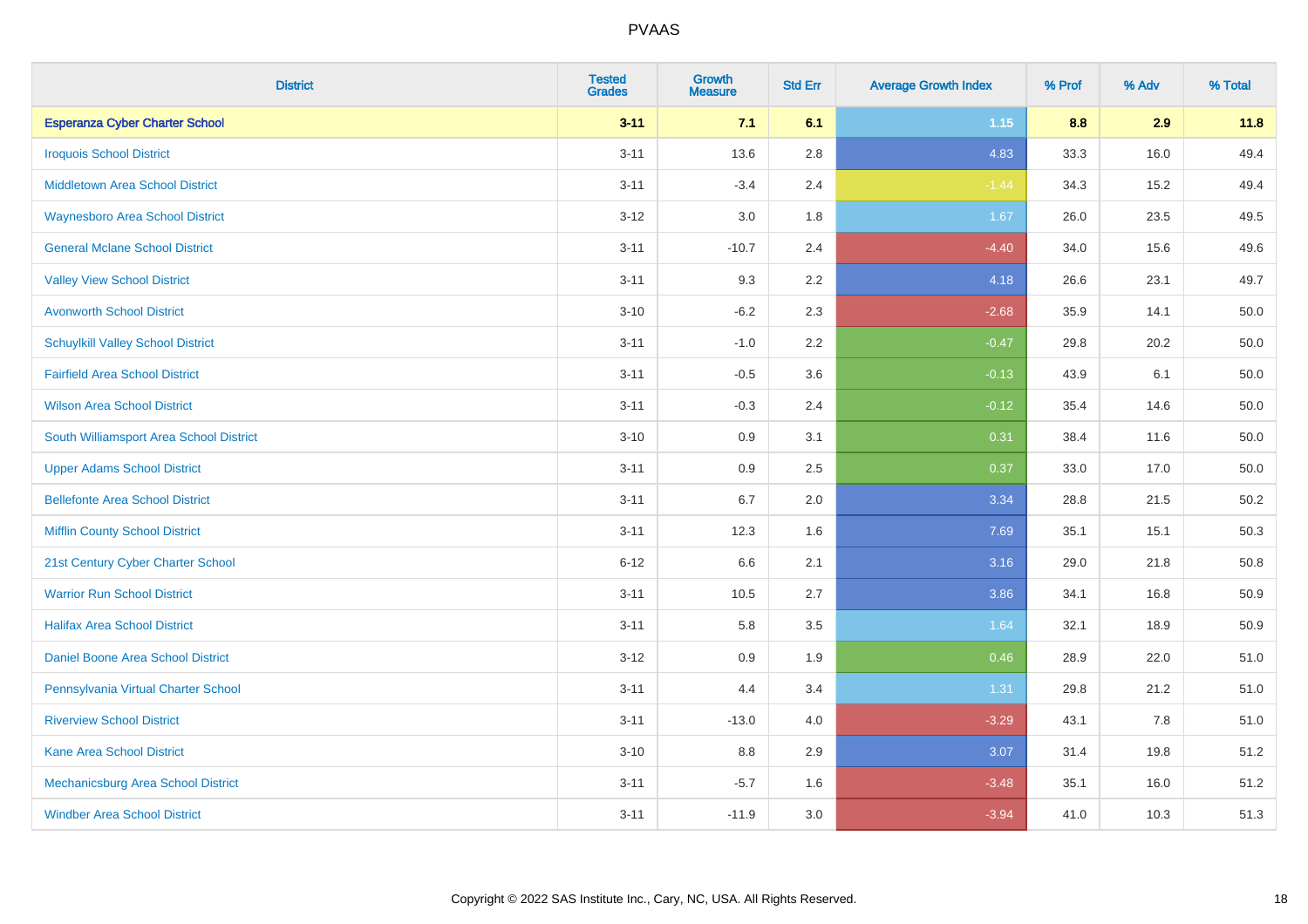# PVAAS

| District | Tested Grades | Growth Measure | Std Err | Average Growth Index | % Prof | % Adv | % Total |
|---|---|---|---|---|---|---|---|
| **Esperanza Cyber Charter School** | **3-11** | **7.1** | **6.1** | **1.15** | **8.8** | **2.9** | **11.8** |
| Iroquois School District | 3-11 | 13.6 | 2.8 | 4.83 | 33.3 | 16.0 | 49.4 |
| Middletown Area School District | 3-11 | -3.4 | 2.4 | -1.44 | 34.3 | 15.2 | 49.4 |
| Waynesboro Area School District | 3-12 | 3.0 | 1.8 | 1.67 | 26.0 | 23.5 | 49.5 |
| General Mclane School District | 3-11 | -10.7 | 2.4 | -4.40 | 34.0 | 15.6 | 49.6 |
| Valley View School District | 3-11 | 9.3 | 2.2 | 4.18 | 26.6 | 23.1 | 49.7 |
| Avonworth School District | 3-10 | -6.2 | 2.3 | -2.68 | 35.9 | 14.1 | 50.0 |
| Schuylkill Valley School District | 3-11 | -1.0 | 2.2 | -0.47 | 29.8 | 20.2 | 50.0 |
| Fairfield Area School District | 3-11 | -0.5 | 3.6 | -0.13 | 43.9 | 6.1 | 50.0 |
| Wilson Area School District | 3-11 | -0.3 | 2.4 | -0.12 | 35.4 | 14.6 | 50.0 |
| South Williamsport Area School District | 3-10 | 0.9 | 3.1 | 0.31 | 38.4 | 11.6 | 50.0 |
| Upper Adams School District | 3-11 | 0.9 | 2.5 | 0.37 | 33.0 | 17.0 | 50.0 |
| Bellefonte Area School District | 3-11 | 6.7 | 2.0 | 3.34 | 28.8 | 21.5 | 50.2 |
| Mifflin County School District | 3-11 | 12.3 | 1.6 | 7.69 | 35.1 | 15.1 | 50.3 |
| 21st Century Cyber Charter School | 6-12 | 6.6 | 2.1 | 3.16 | 29.0 | 21.8 | 50.8 |
| Warrior Run School District | 3-11 | 10.5 | 2.7 | 3.86 | 34.1 | 16.8 | 50.9 |
| Halifax Area School District | 3-11 | 5.8 | 3.5 | 1.64 | 32.1 | 18.9 | 50.9 |
| Daniel Boone Area School District | 3-12 | 0.9 | 1.9 | 0.46 | 28.9 | 22.0 | 51.0 |
| Pennsylvania Virtual Charter School | 3-11 | 4.4 | 3.4 | 1.31 | 29.8 | 21.2 | 51.0 |
| Riverview School District | 3-11 | -13.0 | 4.0 | -3.29 | 43.1 | 7.8 | 51.0 |
| Kane Area School District | 3-10 | 8.8 | 2.9 | 3.07 | 31.4 | 19.8 | 51.2 |
| Mechanicsburg Area School District | 3-11 | -5.7 | 1.6 | -3.48 | 35.1 | 16.0 | 51.2 |
| Windber Area School District | 3-11 | -11.9 | 3.0 | -3.94 | 41.0 | 10.3 | 51.3 |

Copyright © 2022 SAS Institute Inc., Cary, NC, USA. All Rights Reserved.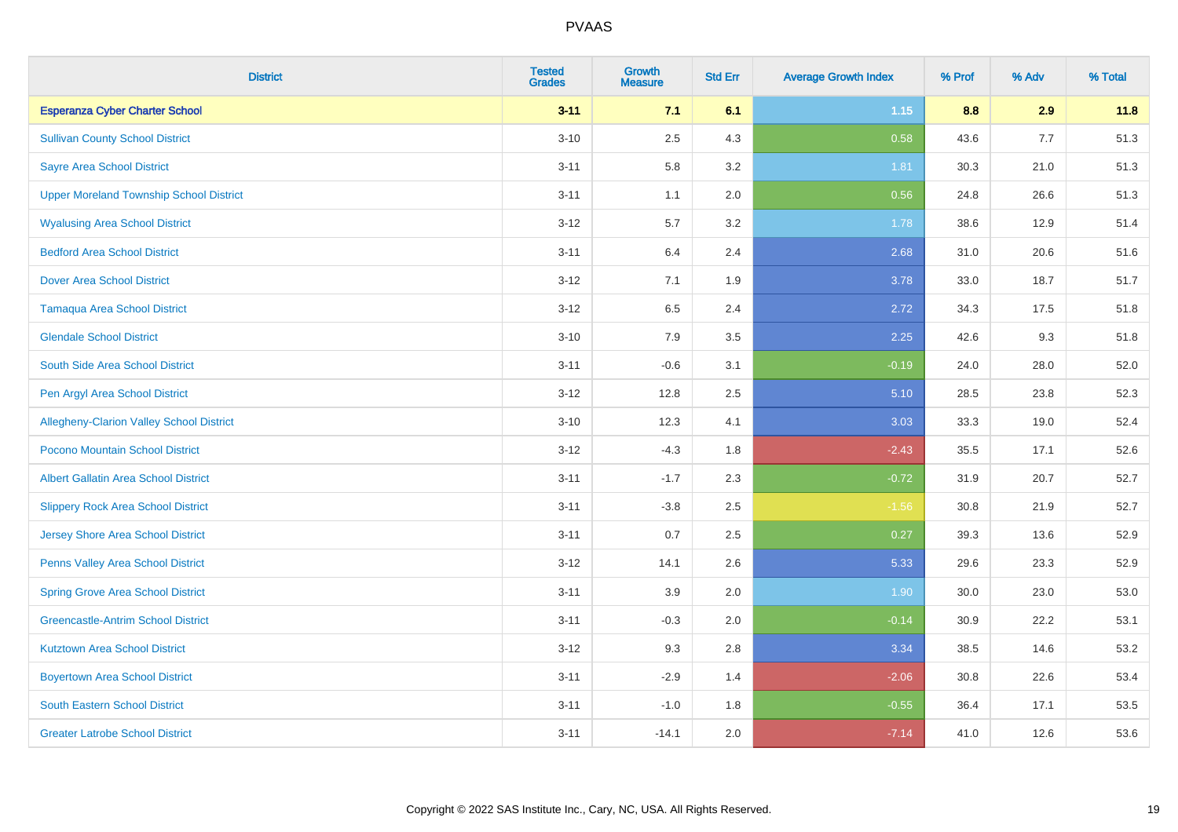| District | Tested Grades | Growth Measure | Std Err | Average Growth Index | % Prof | % Adv | % Total |
|---|---|---|---|---|---|---|---|
| **Esperanza Cyber Charter School** | **3-11** | **7.1** | **6.1** | **1.15** | **8.8** | **2.9** | **11.8** |
| Sullivan County School District | 3-10 | 2.5 | 4.3 | 0.58 | 43.6 | 7.7 | 51.3 |
| Sayre Area School District | 3-11 | 5.8 | 3.2 | 1.81 | 30.3 | 21.0 | 51.3 |
| Upper Moreland Township School District | 3-11 | 1.1 | 2.0 | 0.56 | 24.8 | 26.6 | 51.3 |
| Wyalusing Area School District | 3-12 | 5.7 | 3.2 | 1.78 | 38.6 | 12.9 | 51.4 |
| Bedford Area School District | 3-11 | 6.4 | 2.4 | 2.68 | 31.0 | 20.6 | 51.6 |
| Dover Area School District | 3-12 | 7.1 | 1.9 | 3.78 | 33.0 | 18.7 | 51.7 |
| Tamaqua Area School District | 3-12 | 6.5 | 2.4 | 2.72 | 34.3 | 17.5 | 51.8 |
| Glendale School District | 3-10 | 7.9 | 3.5 | 2.25 | 42.6 | 9.3 | 51.8 |
| South Side Area School District | 3-11 | -0.6 | 3.1 | -0.19 | 24.0 | 28.0 | 52.0 |
| Pen Argyl Area School District | 3-12 | 12.8 | 2.5 | 5.10 | 28.5 | 23.8 | 52.3 |
| Allegheny-Clarion Valley School District | 3-10 | 12.3 | 4.1 | 3.03 | 33.3 | 19.0 | 52.4 |
| Pocono Mountain School District | 3-12 | -4.3 | 1.8 | -2.43 | 35.5 | 17.1 | 52.6 |
| Albert Gallatin Area School District | 3-11 | -1.7 | 2.3 | -0.72 | 31.9 | 20.7 | 52.7 |
| Slippery Rock Area School District | 3-11 | -3.8 | 2.5 | -1.56 | 30.8 | 21.9 | 52.7 |
| Jersey Shore Area School District | 3-11 | 0.7 | 2.5 | 0.27 | 39.3 | 13.6 | 52.9 |
| Penns Valley Area School District | 3-12 | 14.1 | 2.6 | 5.33 | 29.6 | 23.3 | 52.9 |
| Spring Grove Area School District | 3-11 | 3.9 | 2.0 | 1.90 | 30.0 | 23.0 | 53.0 |
| Greencastle-Antrim School District | 3-11 | -0.3 | 2.0 | -0.14 | 30.9 | 22.2 | 53.1 |
| Kutztown Area School District | 3-12 | 9.3 | 2.8 | 3.34 | 38.5 | 14.6 | 53.2 |
| Boyertown Area School District | 3-11 | -2.9 | 1.4 | -2.06 | 30.8 | 22.6 | 53.4 |
| South Eastern School District | 3-11 | -1.0 | 1.8 | -0.55 | 36.4 | 17.1 | 53.5 |
| Greater Latrobe School District | 3-11 | -14.1 | 2.0 | -7.14 | 41.0 | 12.6 | 53.6 |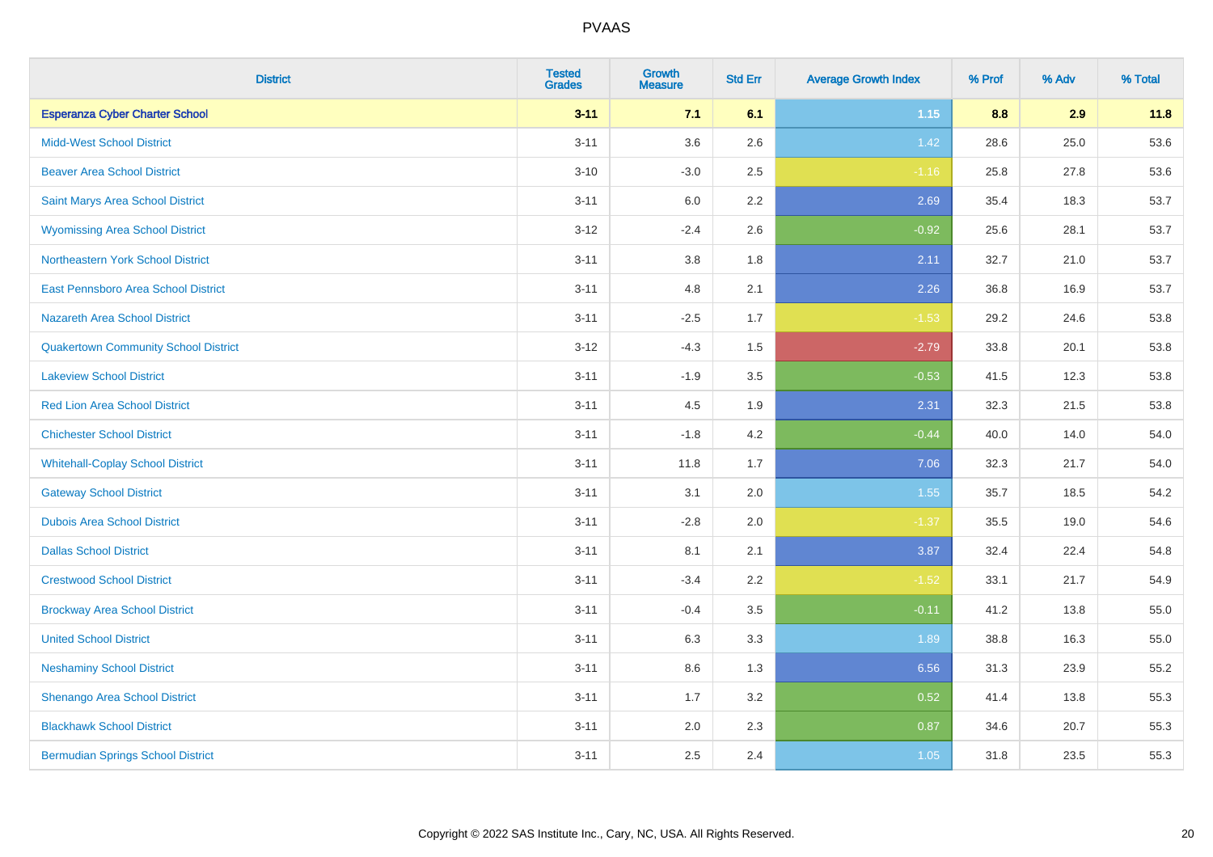| District | Tested Grades | Growth Measure | Std Err | Average Growth Index | % Prof | % Adv | % Total |
|---|---|---|---|---|---|---|---|
| **Esperanza Cyber Charter School** | **3-11** | **7.1** | **6.1** | **1.15** | **8.8** | **2.9** | **11.8** |
| Midd-West School District | 3-11 | 3.6 | 2.6 | 1.42 | 28.6 | 25.0 | 53.6 |
| Beaver Area School District | 3-10 | -3.0 | 2.5 | -1.16 | 25.8 | 27.8 | 53.6 |
| Saint Marys Area School District | 3-11 | 6.0 | 2.2 | 2.69 | 35.4 | 18.3 | 53.7 |
| Wyomissing Area School District | 3-12 | -2.4 | 2.6 | -0.92 | 25.6 | 28.1 | 53.7 |
| Northeastern York School District | 3-11 | 3.8 | 1.8 | 2.11 | 32.7 | 21.0 | 53.7 |
| East Pennsboro Area School District | 3-11 | 4.8 | 2.1 | 2.26 | 36.8 | 16.9 | 53.7 |
| Nazareth Area School District | 3-11 | -2.5 | 1.7 | -1.53 | 29.2 | 24.6 | 53.8 |
| Quakertown Community School District | 3-12 | -4.3 | 1.5 | -2.79 | 33.8 | 20.1 | 53.8 |
| Lakeview School District | 3-11 | -1.9 | 3.5 | -0.53 | 41.5 | 12.3 | 53.8 |
| Red Lion Area School District | 3-11 | 4.5 | 1.9 | 2.31 | 32.3 | 21.5 | 53.8 |
| Chichester School District | 3-11 | -1.8 | 4.2 | -0.44 | 40.0 | 14.0 | 54.0 |
| Whitehall-Coplay School District | 3-11 | 11.8 | 1.7 | 7.06 | 32.3 | 21.7 | 54.0 |
| Gateway School District | 3-11 | 3.1 | 2.0 | 1.55 | 35.7 | 18.5 | 54.2 |
| Dubois Area School District | 3-11 | -2.8 | 2.0 | -1.37 | 35.5 | 19.0 | 54.6 |
| Dallas School District | 3-11 | 8.1 | 2.1 | 3.87 | 32.4 | 22.4 | 54.8 |
| Crestwood School District | 3-11 | -3.4 | 2.2 | -1.52 | 33.1 | 21.7 | 54.9 |
| Brockway Area School District | 3-11 | -0.4 | 3.5 | -0.11 | 41.2 | 13.8 | 55.0 |
| United School District | 3-11 | 6.3 | 3.3 | 1.89 | 38.8 | 16.3 | 55.0 |
| Neshaminy School District | 3-11 | 8.6 | 1.3 | 6.56 | 31.3 | 23.9 | 55.2 |
| Shenango Area School District | 3-11 | 1.7 | 3.2 | 0.52 | 41.4 | 13.8 | 55.3 |
| Blackhawk School District | 3-11 | 2.0 | 2.3 | 0.87 | 34.6 | 20.7 | 55.3 |
| Bermudian Springs School District | 3-11 | 2.5 | 2.4 | 1.05 | 31.8 | 23.5 | 55.3 |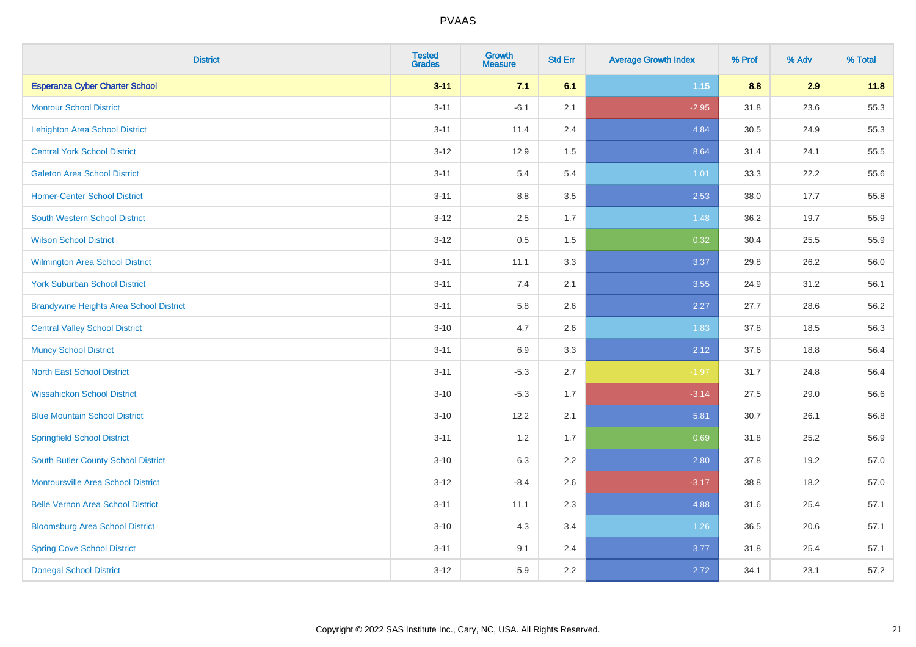# PVAAS

| District | Tested Grades | Growth Measure | Std Err | Average Growth Index | % Prof | % Adv | % Total |
|---|---|---|---|---|---|---|---|
| **Esperanza Cyber Charter School** | **3-11** | **7.1** | **6.1** | **1.15** | **8.8** | **2.9** | **11.8** |
| Montour School District | 3-11 | -6.1 | 2.1 | -2.95 | 31.8 | 23.6 | 55.3 |
| Lehighton Area School District | 3-11 | 11.4 | 2.4 | 4.84 | 30.5 | 24.9 | 55.3 |
| Central York School District | 3-12 | 12.9 | 1.5 | 8.64 | 31.4 | 24.1 | 55.5 |
| Galeton Area School District | 3-11 | 5.4 | 5.4 | 1.01 | 33.3 | 22.2 | 55.6 |
| Homer-Center School District | 3-11 | 8.8 | 3.5 | 2.53 | 38.0 | 17.7 | 55.8 |
| South Western School District | 3-12 | 2.5 | 1.7 | 1.48 | 36.2 | 19.7 | 55.9 |
| Wilson School District | 3-12 | 0.5 | 1.5 | 0.32 | 30.4 | 25.5 | 55.9 |
| Wilmington Area School District | 3-11 | 11.1 | 3.3 | 3.37 | 29.8 | 26.2 | 56.0 |
| York Suburban School District | 3-11 | 7.4 | 2.1 | 3.55 | 24.9 | 31.2 | 56.1 |
| Brandywine Heights Area School District | 3-11 | 5.8 | 2.6 | 2.27 | 27.7 | 28.6 | 56.2 |
| Central Valley School District | 3-10 | 4.7 | 2.6 | 1.83 | 37.8 | 18.5 | 56.3 |
| Muncy School District | 3-11 | 6.9 | 3.3 | 2.12 | 37.6 | 18.8 | 56.4 |
| North East School District | 3-11 | -5.3 | 2.7 | -1.97 | 31.7 | 24.8 | 56.4 |
| Wissahickon School District | 3-10 | -5.3 | 1.7 | -3.14 | 27.5 | 29.0 | 56.6 |
| Blue Mountain School District | 3-10 | 12.2 | 2.1 | 5.81 | 30.7 | 26.1 | 56.8 |
| Springfield School District | 3-11 | 1.2 | 1.7 | 0.69 | 31.8 | 25.2 | 56.9 |
| South Butler County School District | 3-10 | 6.3 | 2.2 | 2.80 | 37.8 | 19.2 | 57.0 |
| Montoursville Area School District | 3-12 | -8.4 | 2.6 | -3.17 | 38.8 | 18.2 | 57.0 |
| Belle Vernon Area School District | 3-11 | 11.1 | 2.3 | 4.88 | 31.6 | 25.4 | 57.1 |
| Bloomsburg Area School District | 3-10 | 4.3 | 3.4 | 1.26 | 36.5 | 20.6 | 57.1 |
| Spring Cove School District | 3-11 | 9.1 | 2.4 | 3.77 | 31.8 | 25.4 | 57.1 |
| Donegal School District | 3-12 | 5.9 | 2.2 | 2.72 | 34.1 | 23.1 | 57.2 |

Copyright © 2022 SAS Institute Inc., Cary, NC, USA. All Rights Reserved.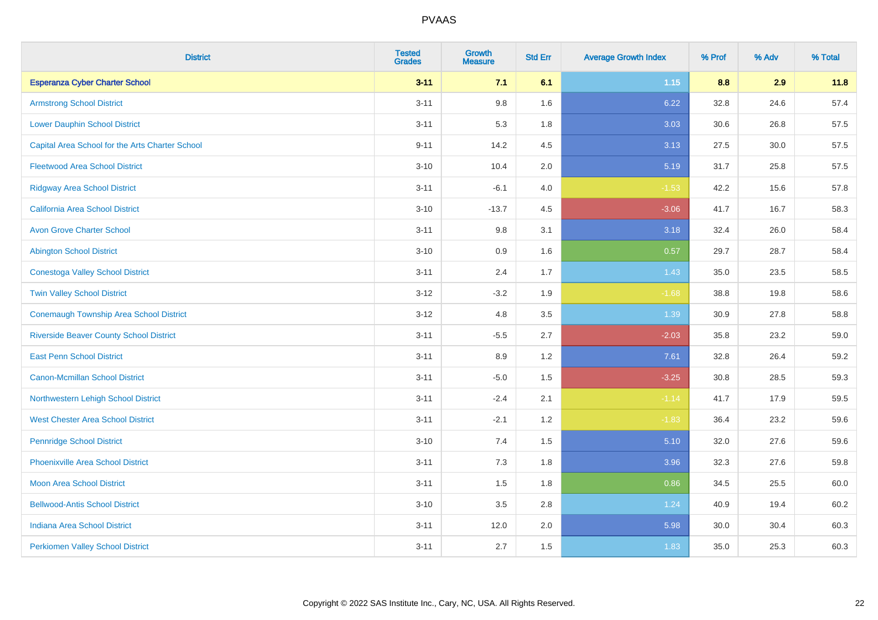# PVAAS

| District | Tested Grades | Growth Measure | Std Err | Average Growth Index | % Prof | % Adv | % Total |
|---|---|---|---|---|---|---|---|
| **Esperanza Cyber Charter School** | **3-11** | **7.1** | **6.1** | **1.15** | **8.8** | **2.9** | **11.8** |
| Armstrong School District | 3-11 | 9.8 | 1.6 | 6.22 | 32.8 | 24.6 | 57.4 |
| Lower Dauphin School District | 3-11 | 5.3 | 1.8 | 3.03 | 30.6 | 26.8 | 57.5 |
| Capital Area School for the Arts Charter School | 9-11 | 14.2 | 4.5 | 3.13 | 27.5 | 30.0 | 57.5 |
| Fleetwood Area School District | 3-10 | 10.4 | 2.0 | 5.19 | 31.7 | 25.8 | 57.5 |
| Ridgway Area School District | 3-11 | -6.1 | 4.0 | -1.53 | 42.2 | 15.6 | 57.8 |
| California Area School District | 3-10 | -13.7 | 4.5 | -3.06 | 41.7 | 16.7 | 58.3 |
| Avon Grove Charter School | 3-11 | 9.8 | 3.1 | 3.18 | 32.4 | 26.0 | 58.4 |
| Abington School District | 3-10 | 0.9 | 1.6 | 0.57 | 29.7 | 28.7 | 58.4 |
| Conestoga Valley School District | 3-11 | 2.4 | 1.7 | 1.43 | 35.0 | 23.5 | 58.5 |
| Twin Valley School District | 3-12 | -3.2 | 1.9 | -1.68 | 38.8 | 19.8 | 58.6 |
| Conemaugh Township Area School District | 3-12 | 4.8 | 3.5 | 1.39 | 30.9 | 27.8 | 58.8 |
| Riverside Beaver County School District | 3-11 | -5.5 | 2.7 | -2.03 | 35.8 | 23.2 | 59.0 |
| East Penn School District | 3-11 | 8.9 | 1.2 | 7.61 | 32.8 | 26.4 | 59.2 |
| Canon-Mcmillan School District | 3-11 | -5.0 | 1.5 | -3.25 | 30.8 | 28.5 | 59.3 |
| Northwestern Lehigh School District | 3-11 | -2.4 | 2.1 | -1.14 | 41.7 | 17.9 | 59.5 |
| West Chester Area School District | 3-11 | -2.1 | 1.2 | -1.83 | 36.4 | 23.2 | 59.6 |
| Pennridge School District | 3-10 | 7.4 | 1.5 | 5.10 | 32.0 | 27.6 | 59.6 |
| Phoenixville Area School District | 3-11 | 7.3 | 1.8 | 3.96 | 32.3 | 27.6 | 59.8 |
| Moon Area School District | 3-11 | 1.5 | 1.8 | 0.86 | 34.5 | 25.5 | 60.0 |
| Bellwood-Antis School District | 3-10 | 3.5 | 2.8 | 1.24 | 40.9 | 19.4 | 60.2 |
| Indiana Area School District | 3-11 | 12.0 | 2.0 | 5.98 | 30.0 | 30.4 | 60.3 |
| Perkiomen Valley School District | 3-11 | 2.7 | 1.5 | 1.83 | 35.0 | 25.3 | 60.3 |

Copyright © 2022 SAS Institute Inc., Cary, NC, USA. All Rights Reserved.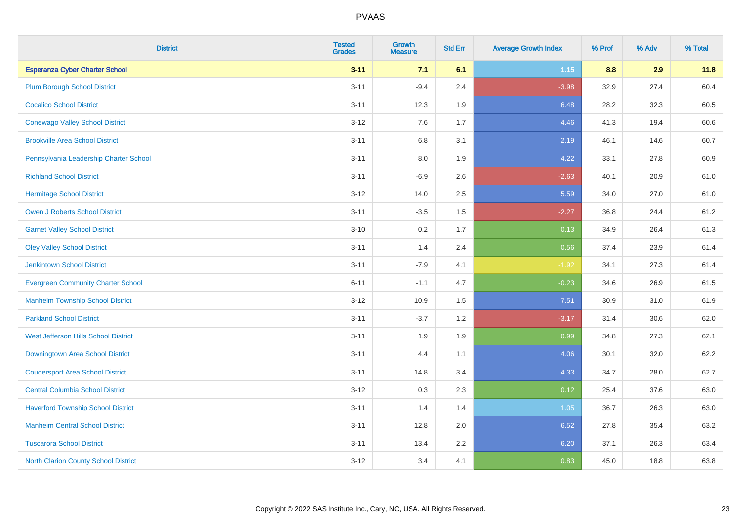# PVAAS

| District | Tested Grades | Growth Measure | Std Err | Average Growth Index | % Prof | % Adv | % Total |
|---|---|---|---|---|---|---|---|
| **Esperanza Cyber Charter School** | **3-11** | **7.1** | **6.1** | **1.15** | **8.8** | **2.9** | **11.8** |
| Plum Borough School District | 3-11 | -9.4 | 2.4 | -3.98 | 32.9 | 27.4 | 60.4 |
| Cocalico School District | 3-11 | 12.3 | 1.9 | 6.48 | 28.2 | 32.3 | 60.5 |
| Conewago Valley School District | 3-12 | 7.6 | 1.7 | 4.46 | 41.3 | 19.4 | 60.6 |
| Brookville Area School District | 3-11 | 6.8 | 3.1 | 2.19 | 46.1 | 14.6 | 60.7 |
| Pennsylvania Leadership Charter School | 3-11 | 8.0 | 1.9 | 4.22 | 33.1 | 27.8 | 60.9 |
| Richland School District | 3-11 | -6.9 | 2.6 | -2.63 | 40.1 | 20.9 | 61.0 |
| Hermitage School District | 3-12 | 14.0 | 2.5 | 5.59 | 34.0 | 27.0 | 61.0 |
| Owen J Roberts School District | 3-11 | -3.5 | 1.5 | -2.27 | 36.8 | 24.4 | 61.2 |
| Garnet Valley School District | 3-10 | 0.2 | 1.7 | 0.13 | 34.9 | 26.4 | 61.3 |
| Oley Valley School District | 3-11 | 1.4 | 2.4 | 0.56 | 37.4 | 23.9 | 61.4 |
| Jenkintown School District | 3-11 | -7.9 | 4.1 | -1.92 | 34.1 | 27.3 | 61.4 |
| Evergreen Community Charter School | 6-11 | -1.1 | 4.7 | -0.23 | 34.6 | 26.9 | 61.5 |
| Manheim Township School District | 3-12 | 10.9 | 1.5 | 7.51 | 30.9 | 31.0 | 61.9 |
| Parkland School District | 3-11 | -3.7 | 1.2 | -3.17 | 31.4 | 30.6 | 62.0 |
| West Jefferson Hills School District | 3-11 | 1.9 | 1.9 | 0.99 | 34.8 | 27.3 | 62.1 |
| Downingtown Area School District | 3-11 | 4.4 | 1.1 | 4.06 | 30.1 | 32.0 | 62.2 |
| Coudersport Area School District | 3-11 | 14.8 | 3.4 | 4.33 | 34.7 | 28.0 | 62.7 |
| Central Columbia School District | 3-12 | 0.3 | 2.3 | 0.12 | 25.4 | 37.6 | 63.0 |
| Haverford Township School District | 3-11 | 1.4 | 1.4 | 1.05 | 36.7 | 26.3 | 63.0 |
| Manheim Central School District | 3-11 | 12.8 | 2.0 | 6.52 | 27.8 | 35.4 | 63.2 |
| Tuscarora School District | 3-11 | 13.4 | 2.2 | 6.20 | 37.1 | 26.3 | 63.4 |
| North Clarion County School District | 3-12 | 3.4 | 4.1 | 0.83 | 45.0 | 18.8 | 63.8 |

Copyright © 2022 SAS Institute Inc., Cary, NC, USA. All Rights Reserved.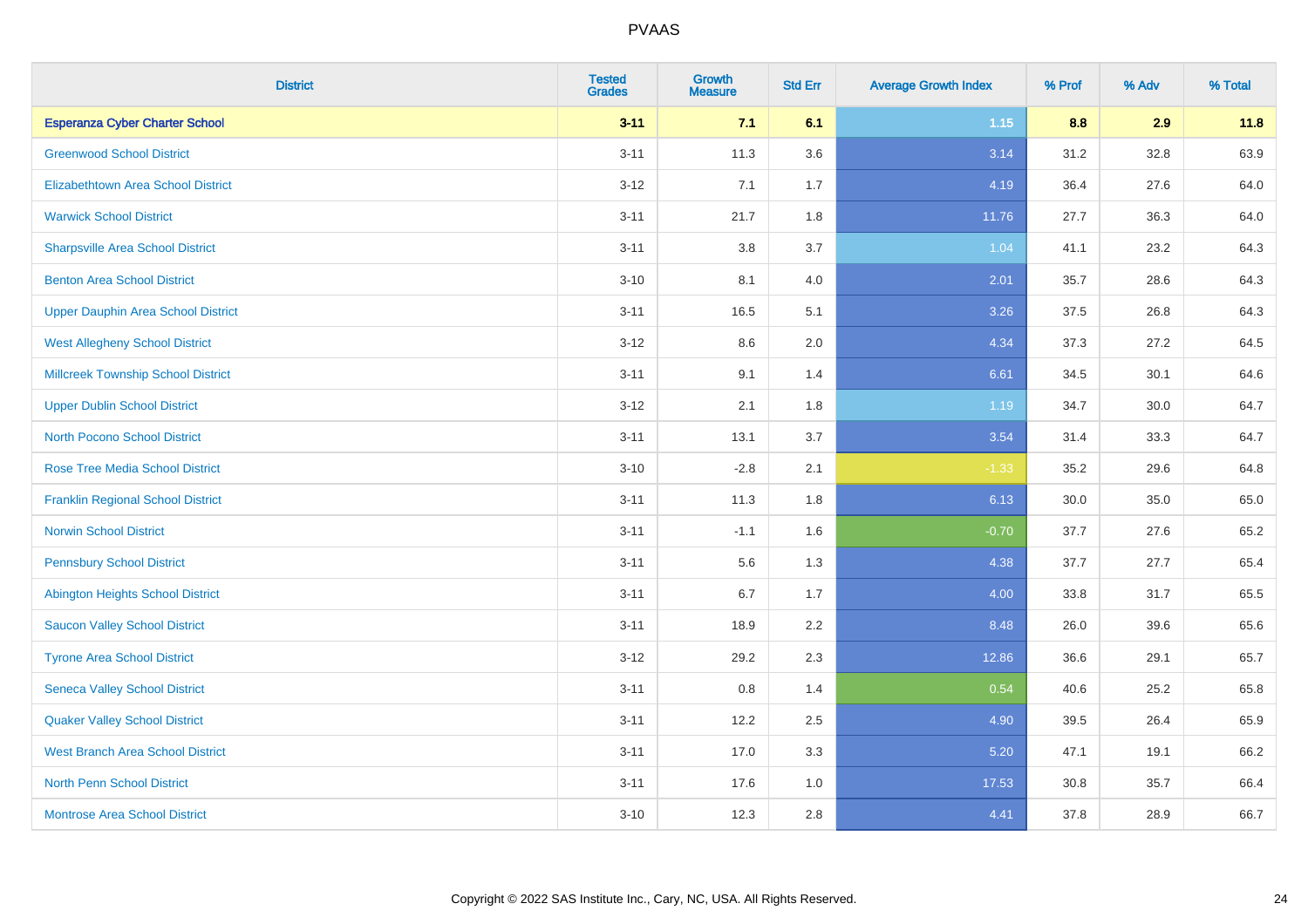# PVAAS

| District | Tested Grades | Growth Measure | Std Err | Average Growth Index | % Prof | % Adv | % Total |
|---|---|---|---|---|---|---|---|
| **Esperanza Cyber Charter School** | **3-11** | **7.1** | **6.1** | **1.15** | **8.8** | **2.9** | **11.8** |
| Greenwood School District | 3-11 | 11.3 | 3.6 | 3.14 | 31.2 | 32.8 | 63.9 |
| Elizabethtown Area School District | 3-12 | 7.1 | 1.7 | 4.19 | 36.4 | 27.6 | 64.0 |
| Warwick School District | 3-11 | 21.7 | 1.8 | 11.76 | 27.7 | 36.3 | 64.0 |
| Sharpsville Area School District | 3-11 | 3.8 | 3.7 | 1.04 | 41.1 | 23.2 | 64.3 |
| Benton Area School District | 3-10 | 8.1 | 4.0 | 2.01 | 35.7 | 28.6 | 64.3 |
| Upper Dauphin Area School District | 3-11 | 16.5 | 5.1 | 3.26 | 37.5 | 26.8 | 64.3 |
| West Allegheny School District | 3-12 | 8.6 | 2.0 | 4.34 | 37.3 | 27.2 | 64.5 |
| Millcreek Township School District | 3-11 | 9.1 | 1.4 | 6.61 | 34.5 | 30.1 | 64.6 |
| Upper Dublin School District | 3-12 | 2.1 | 1.8 | 1.19 | 34.7 | 30.0 | 64.7 |
| North Pocono School District | 3-11 | 13.1 | 3.7 | 3.54 | 31.4 | 33.3 | 64.7 |
| Rose Tree Media School District | 3-10 | -2.8 | 2.1 | -1.33 | 35.2 | 29.6 | 64.8 |
| Franklin Regional School District | 3-11 | 11.3 | 1.8 | 6.13 | 30.0 | 35.0 | 65.0 |
| Norwin School District | 3-11 | -1.1 | 1.6 | -0.70 | 37.7 | 27.6 | 65.2 |
| Pennsbury School District | 3-11 | 5.6 | 1.3 | 4.38 | 37.7 | 27.7 | 65.4 |
| Abington Heights School District | 3-11 | 6.7 | 1.7 | 4.00 | 33.8 | 31.7 | 65.5 |
| Saucon Valley School District | 3-11 | 18.9 | 2.2 | 8.48 | 26.0 | 39.6 | 65.6 |
| Tyrone Area School District | 3-12 | 29.2 | 2.3 | 12.86 | 36.6 | 29.1 | 65.7 |
| Seneca Valley School District | 3-11 | 0.8 | 1.4 | 0.54 | 40.6 | 25.2 | 65.8 |
| Quaker Valley School District | 3-11 | 12.2 | 2.5 | 4.90 | 39.5 | 26.4 | 65.9 |
| West Branch Area School District | 3-11 | 17.0 | 3.3 | 5.20 | 47.1 | 19.1 | 66.2 |
| North Penn School District | 3-11 | 17.6 | 1.0 | 17.53 | 30.8 | 35.7 | 66.4 |
| Montrose Area School District | 3-10 | 12.3 | 2.8 | 4.41 | 37.8 | 28.9 | 66.7 |

Copyright © 2022 SAS Institute Inc., Cary, NC, USA. All Rights Reserved.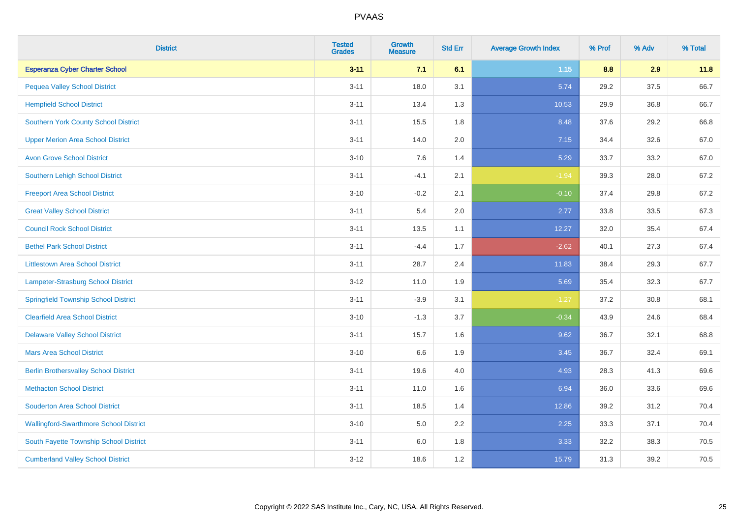# PVAAS

| District | Tested Grades | Growth Measure | Std Err | Average Growth Index | % Prof | % Adv | % Total |
|---|---|---|---|---|---|---|---|
| **Esperanza Cyber Charter School** | **3-11** | **7.1** | **6.1** | **1.15** | **8.8** | **2.9** | **11.8** |
| Pequea Valley School District | 3-11 | 18.0 | 3.1 | 5.74 | 29.2 | 37.5 | 66.7 |
| Hempfield School District | 3-11 | 13.4 | 1.3 | 10.53 | 29.9 | 36.8 | 66.7 |
| Southern York County School District | 3-11 | 15.5 | 1.8 | 8.48 | 37.6 | 29.2 | 66.8 |
| Upper Merion Area School District | 3-11 | 14.0 | 2.0 | 7.15 | 34.4 | 32.6 | 67.0 |
| Avon Grove School District | 3-10 | 7.6 | 1.4 | 5.29 | 33.7 | 33.2 | 67.0 |
| Southern Lehigh School District | 3-11 | -4.1 | 2.1 | -1.94 | 39.3 | 28.0 | 67.2 |
| Freeport Area School District | 3-10 | -0.2 | 2.1 | -0.10 | 37.4 | 29.8 | 67.2 |
| Great Valley School District | 3-11 | 5.4 | 2.0 | 2.77 | 33.8 | 33.5 | 67.3 |
| Council Rock School District | 3-11 | 13.5 | 1.1 | 12.27 | 32.0 | 35.4 | 67.4 |
| Bethel Park School District | 3-11 | -4.4 | 1.7 | -2.62 | 40.1 | 27.3 | 67.4 |
| Littlestown Area School District | 3-11 | 28.7 | 2.4 | 11.83 | 38.4 | 29.3 | 67.7 |
| Lampeter-Strasburg School District | 3-12 | 11.0 | 1.9 | 5.69 | 35.4 | 32.3 | 67.7 |
| Springfield Township School District | 3-11 | -3.9 | 3.1 | -1.27 | 37.2 | 30.8 | 68.1 |
| Clearfield Area School District | 3-10 | -1.3 | 3.7 | -0.34 | 43.9 | 24.6 | 68.4 |
| Delaware Valley School District | 3-11 | 15.7 | 1.6 | 9.62 | 36.7 | 32.1 | 68.8 |
| Mars Area School District | 3-10 | 6.6 | 1.9 | 3.45 | 36.7 | 32.4 | 69.1 |
| Berlin Brothersvalley School District | 3-11 | 19.6 | 4.0 | 4.93 | 28.3 | 41.3 | 69.6 |
| Methacton School District | 3-11 | 11.0 | 1.6 | 6.94 | 36.0 | 33.6 | 69.6 |
| Souderton Area School District | 3-11 | 18.5 | 1.4 | 12.86 | 39.2 | 31.2 | 70.4 |
| Wallingford-Swarthmore School District | 3-10 | 5.0 | 2.2 | 2.25 | 33.3 | 37.1 | 70.4 |
| South Fayette Township School District | 3-11 | 6.0 | 1.8 | 3.33 | 32.2 | 38.3 | 70.5 |
| Cumberland Valley School District | 3-12 | 18.6 | 1.2 | 15.79 | 31.3 | 39.2 | 70.5 |

Copyright © 2022 SAS Institute Inc., Cary, NC, USA. All Rights Reserved.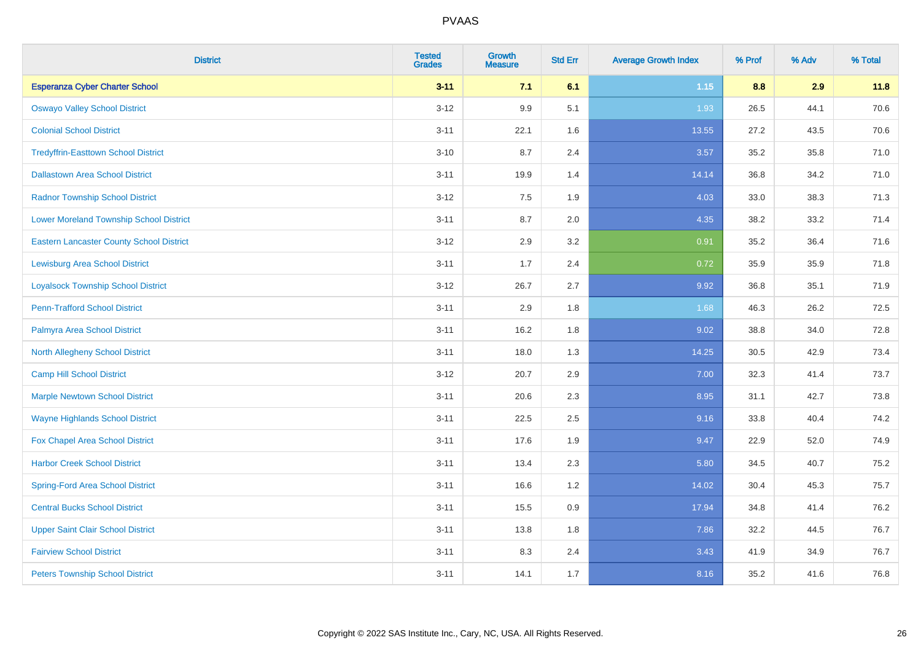# PVAAS

| District | Tested Grades | Growth Measure | Std Err | Average Growth Index | % Prof | % Adv | % Total |
|---|---|---|---|---|---|---|---|
| **Esperanza Cyber Charter School** | **3-11** | **7.1** | **6.1** | **1.15** | **8.8** | **2.9** | **11.8** |
| Oswayo Valley School District | 3-12 | 9.9 | 5.1 | 1.93 | 26.5 | 44.1 | 70.6 |
| Colonial School District | 3-11 | 22.1 | 1.6 | 13.55 | 27.2 | 43.5 | 70.6 |
| Tredyffrin-Easttown School District | 3-10 | 8.7 | 2.4 | 3.57 | 35.2 | 35.8 | 71.0 |
| Dallastown Area School District | 3-11 | 19.9 | 1.4 | 14.14 | 36.8 | 34.2 | 71.0 |
| Radnor Township School District | 3-12 | 7.5 | 1.9 | 4.03 | 33.0 | 38.3 | 71.3 |
| Lower Moreland Township School District | 3-11 | 8.7 | 2.0 | 4.35 | 38.2 | 33.2 | 71.4 |
| Eastern Lancaster County School District | 3-12 | 2.9 | 3.2 | 0.91 | 35.2 | 36.4 | 71.6 |
| Lewisburg Area School District | 3-11 | 1.7 | 2.4 | 0.72 | 35.9 | 35.9 | 71.8 |
| Loyalsock Township School District | 3-12 | 26.7 | 2.7 | 9.92 | 36.8 | 35.1 | 71.9 |
| Penn-Trafford School District | 3-11 | 2.9 | 1.8 | 1.68 | 46.3 | 26.2 | 72.5 |
| Palmyra Area School District | 3-11 | 16.2 | 1.8 | 9.02 | 38.8 | 34.0 | 72.8 |
| North Allegheny School District | 3-11 | 18.0 | 1.3 | 14.25 | 30.5 | 42.9 | 73.4 |
| Camp Hill School District | 3-12 | 20.7 | 2.9 | 7.00 | 32.3 | 41.4 | 73.7 |
| Marple Newtown School District | 3-11 | 20.6 | 2.3 | 8.95 | 31.1 | 42.7 | 73.8 |
| Wayne Highlands School District | 3-11 | 22.5 | 2.5 | 9.16 | 33.8 | 40.4 | 74.2 |
| Fox Chapel Area School District | 3-11 | 17.6 | 1.9 | 9.47 | 22.9 | 52.0 | 74.9 |
| Harbor Creek School District | 3-11 | 13.4 | 2.3 | 5.80 | 34.5 | 40.7 | 75.2 |
| Spring-Ford Area School District | 3-11 | 16.6 | 1.2 | 14.02 | 30.4 | 45.3 | 75.7 |
| Central Bucks School District | 3-11 | 15.5 | 0.9 | 17.94 | 34.8 | 41.4 | 76.2 |
| Upper Saint Clair School District | 3-11 | 13.8 | 1.8 | 7.86 | 32.2 | 44.5 | 76.7 |
| Fairview School District | 3-11 | 8.3 | 2.4 | 3.43 | 41.9 | 34.9 | 76.7 |
| Peters Township School District | 3-11 | 14.1 | 1.7 | 8.16 | 35.2 | 41.6 | 76.8 |

Copyright © 2022 SAS Institute Inc., Cary, NC, USA. All Rights Reserved.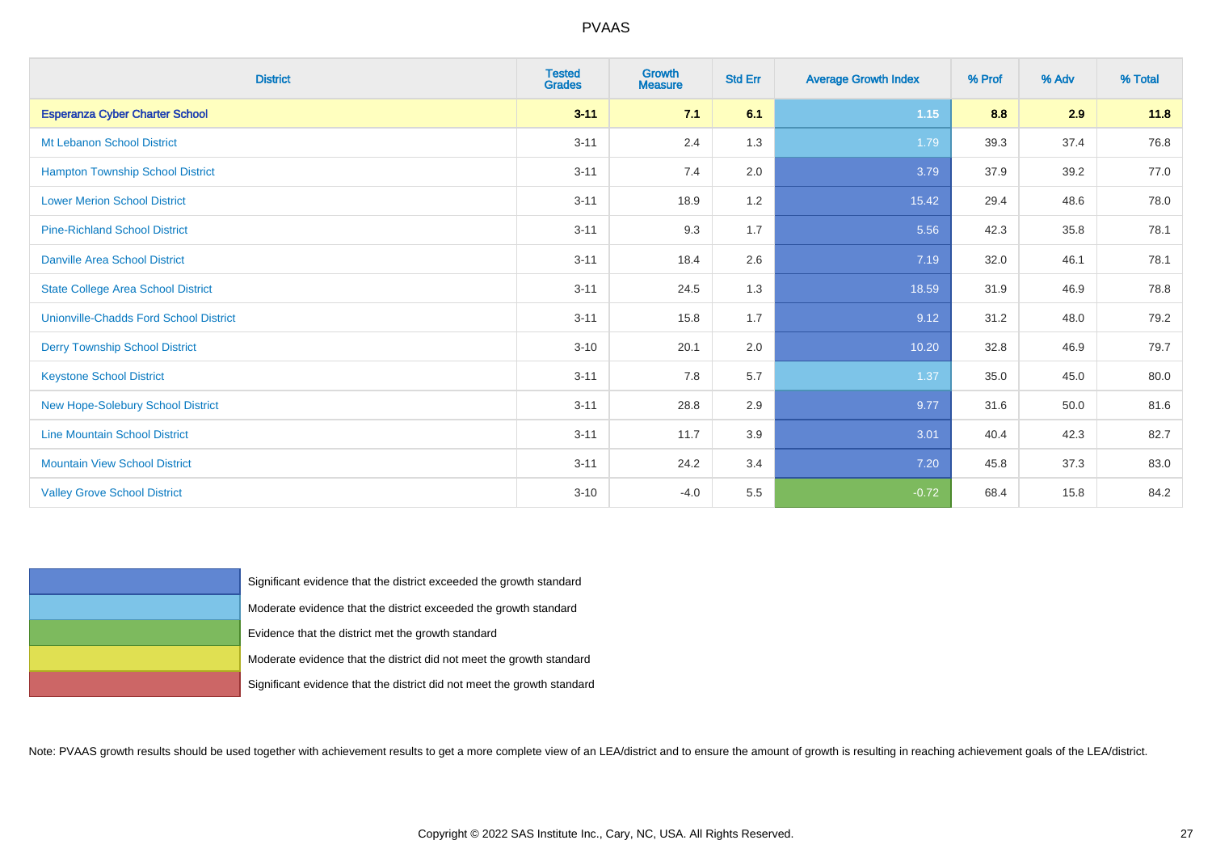# PVAAS

| District | Tested Grades | Growth Measure | Std Err | Average Growth Index | % Prof | % Adv | % Total |
|---|---|---|---|---|---|---|---|
| **Esperanza Cyber Charter School** | **3-11** | **7.1** | **6.1** | **1.15** | **8.8** | **2.9** | **11.8** |
| Mt Lebanon School District | 3-11 | 2.4 | 1.3 | 1.79 | 39.3 | 37.4 | 76.8 |
| Hampton Township School District | 3-11 | 7.4 | 2.0 | 3.79 | 37.9 | 39.2 | 77.0 |
| Lower Merion School District | 3-11 | 18.9 | 1.2 | 15.42 | 29.4 | 48.6 | 78.0 |
| Pine-Richland School District | 3-11 | 9.3 | 1.7 | 5.56 | 42.3 | 35.8 | 78.1 |
| Danville Area School District | 3-11 | 18.4 | 2.6 | 7.19 | 32.0 | 46.1 | 78.1 |
| State College Area School District | 3-11 | 24.5 | 1.3 | 18.59 | 31.9 | 46.9 | 78.8 |
| Unionville-Chadds Ford School District | 3-11 | 15.8 | 1.7 | 9.12 | 31.2 | 48.0 | 79.2 |
| Derry Township School District | 3-10 | 20.1 | 2.0 | 10.20 | 32.8 | 46.9 | 79.7 |
| Keystone School District | 3-11 | 7.8 | 5.7 | 1.37 | 35.0 | 45.0 | 80.0 |
| New Hope-Solebury School District | 3-11 | 28.8 | 2.9 | 9.77 | 31.6 | 50.0 | 81.6 |
| Line Mountain School District | 3-11 | 11.7 | 3.9 | 3.01 | 40.4 | 42.3 | 82.7 |
| Mountain View School District | 3-11 | 24.2 | 3.4 | 7.20 | 45.8 | 37.3 | 83.0 |
| Valley Grove School District | 3-10 | -4.0 | 5.5 | -0.72 | 68.4 | 15.8 | 84.2 |

Significant evidence that the district exceeded the growth standard

Moderate evidence that the district exceeded the growth standard

Evidence that the district met the growth standard

Moderate evidence that the district did not meet the growth standard

Significant evidence that the district did not meet the growth standard

Note: PVAAS growth results should be used together with achievement results to get a more complete view of an LEA/district and to ensure the amount of growth is resulting in reaching achievement goals of the LEA/district.

Copyright © 2022 SAS Institute Inc., Cary, NC, USA. All Rights Reserved.